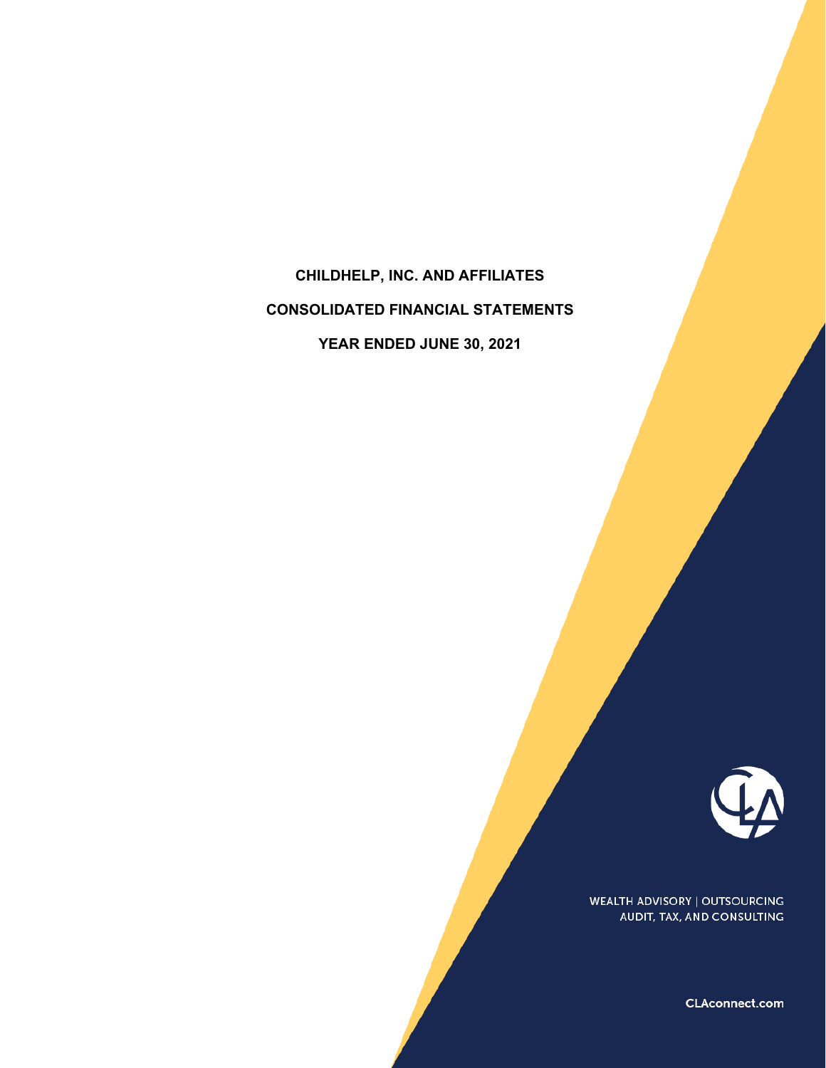# CHILDHELP, INC. AND AFFILIATES

## CONSOLIDATED FINANCIAL STATEMENTS

### YEAR ENDED JUNE 30, 2021

WEALTH ADVISORY | OUTSOURCING
AUDIT, TAX, AND CONSULTING

CLAconnect.com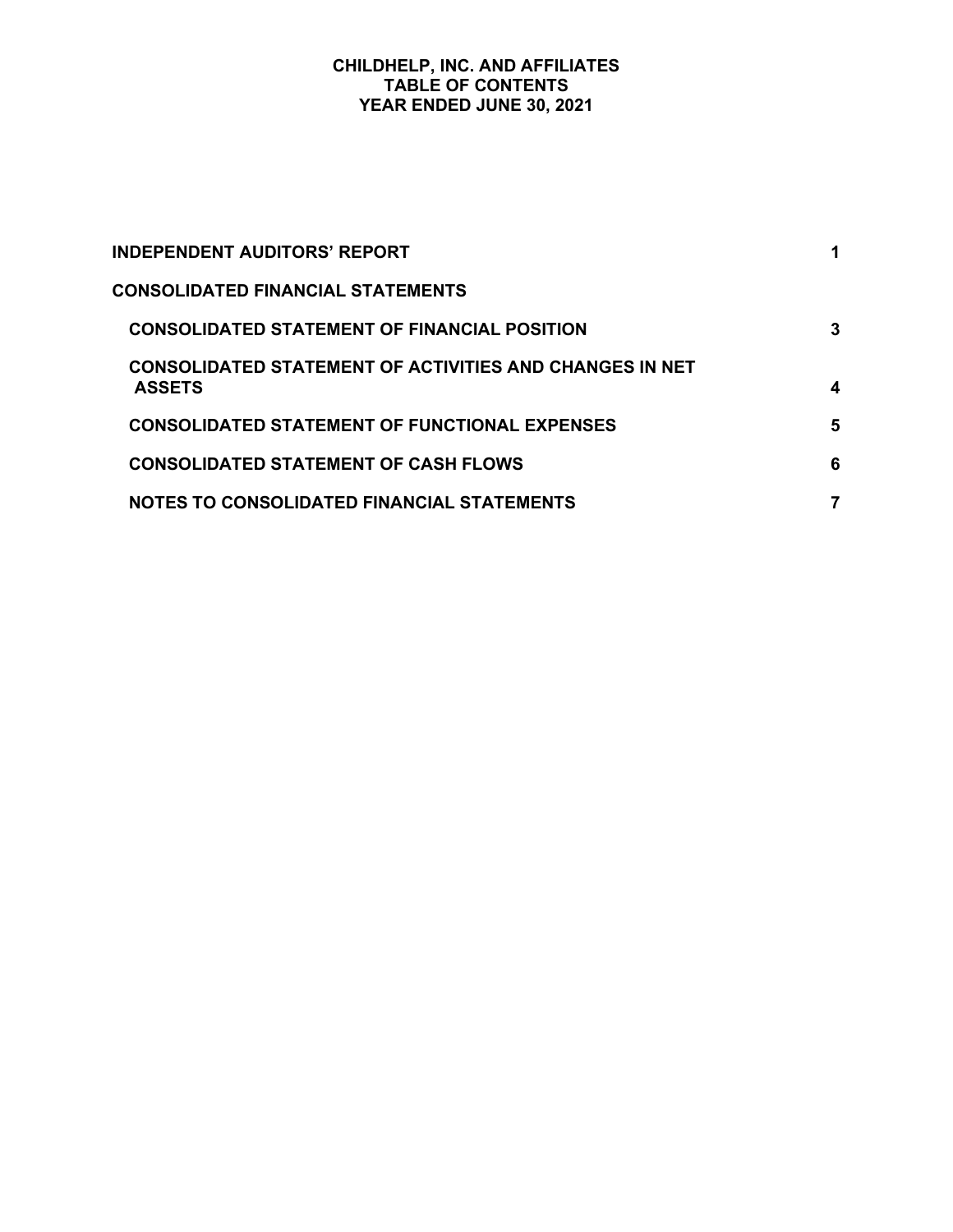# CHILDHELP, INC. AND AFFILIATES
## TABLE OF CONTENTS
## YEAR ENDED JUNE 30, 2021

| | |
|---|---|
| **INDEPENDENT AUDITORS' REPORT** | **1** |
| **CONSOLIDATED FINANCIAL STATEMENTS** | |
| **CONSOLIDATED STATEMENT OF FINANCIAL POSITION** | **3** |
| **CONSOLIDATED STATEMENT OF ACTIVITIES AND CHANGES IN NET ASSETS** | **4** |
| **CONSOLIDATED STATEMENT OF FUNCTIONAL EXPENSES** | **5** |
| **CONSOLIDATED STATEMENT OF CASH FLOWS** | **6** |
| **NOTES TO CONSOLIDATED FINANCIAL STATEMENTS** | **7** |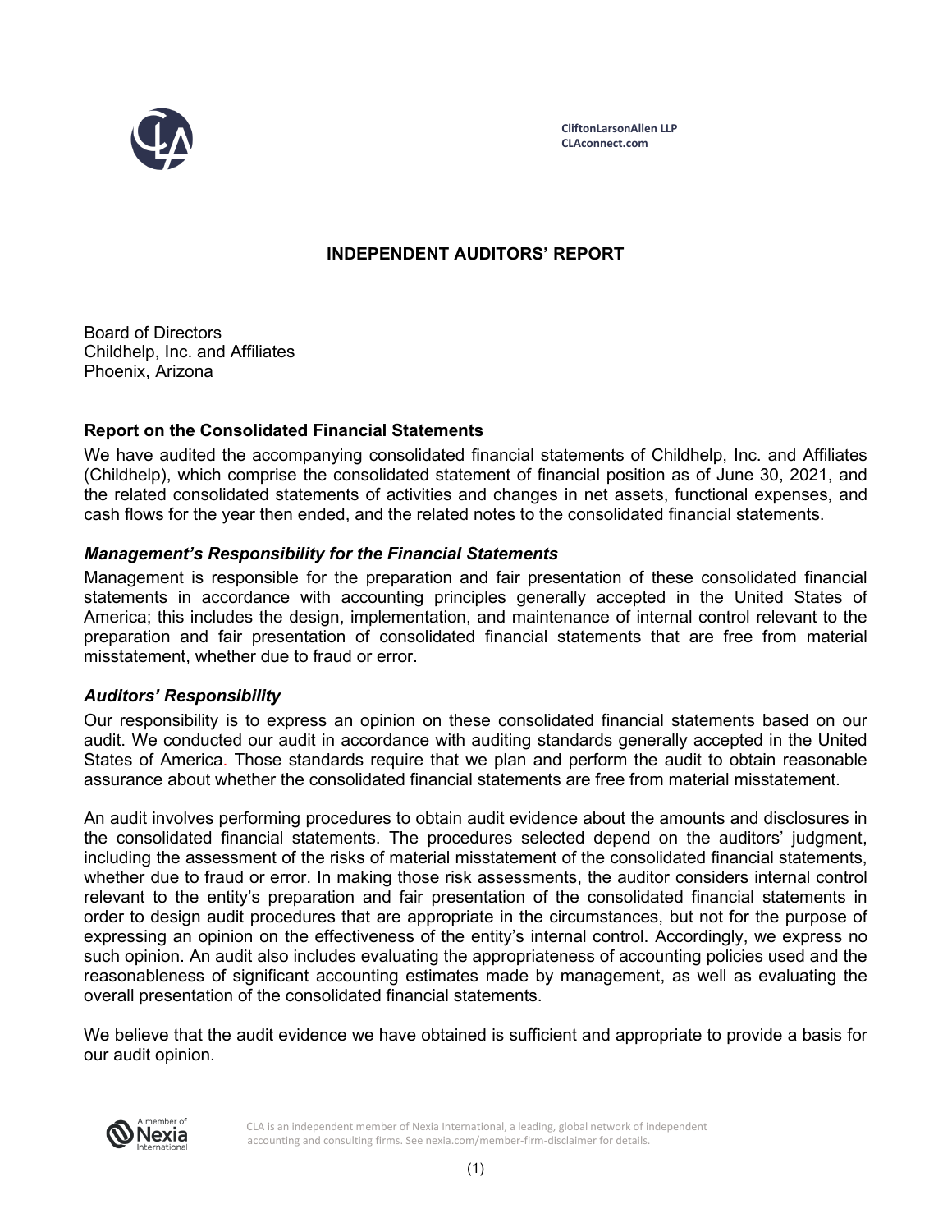CliftonLarsonAllen LLP
CLAconnect.com

# INDEPENDENT AUDITORS' REPORT

Board of Directors
Childhelp, Inc. and Affiliates
Phoenix, Arizona

## Report on the Consolidated Financial Statements

We have audited the accompanying consolidated financial statements of Childhelp, Inc. and Affiliates (Childhelp), which comprise the consolidated statement of financial position as of June 30, 2021, and the related consolidated statements of activities and changes in net assets, functional expenses, and cash flows for the year then ended, and the related notes to the consolidated financial statements.

### *Management's Responsibility for the Financial Statements*

Management is responsible for the preparation and fair presentation of these consolidated financial statements in accordance with accounting principles generally accepted in the United States of America; this includes the design, implementation, and maintenance of internal control relevant to the preparation and fair presentation of consolidated financial statements that are free from material misstatement, whether due to fraud or error.

### *Auditors' Responsibility*

Our responsibility is to express an opinion on these consolidated financial statements based on our audit. We conducted our audit in accordance with auditing standards generally accepted in the United States of America. Those standards require that we plan and perform the audit to obtain reasonable assurance about whether the consolidated financial statements are free from material misstatement.

An audit involves performing procedures to obtain audit evidence about the amounts and disclosures in the consolidated financial statements. The procedures selected depend on the auditors' judgment, including the assessment of the risks of material misstatement of the consolidated financial statements, whether due to fraud or error. In making those risk assessments, the auditor considers internal control relevant to the entity's preparation and fair presentation of the consolidated financial statements in order to design audit procedures that are appropriate in the circumstances, but not for the purpose of expressing an opinion on the effectiveness of the entity's internal control. Accordingly, we express no such opinion. An audit also includes evaluating the appropriateness of accounting policies used and the reasonableness of significant accounting estimates made by management, as well as evaluating the overall presentation of the consolidated financial statements.

We believe that the audit evidence we have obtained is sufficient and appropriate to provide a basis for our audit opinion.

CLA is an independent member of Nexia International, a leading, global network of independent accounting and consulting firms. See nexia.com/member-firm-disclaimer for details.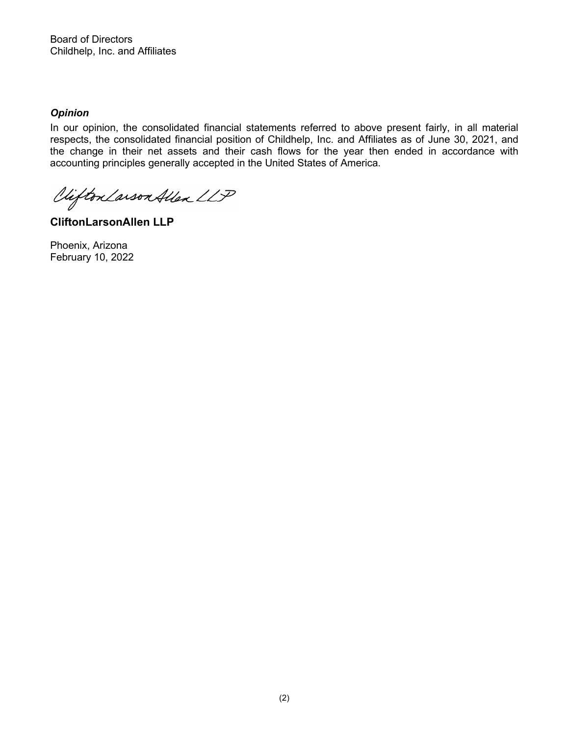Board of Directors
Childhelp, Inc. and Affiliates

***Opinion***

In our opinion, the consolidated financial statements referred to above present fairly, in all material respects, the consolidated financial position of Childhelp, Inc. and Affiliates as of June 30, 2021, and the change in their net assets and their cash flows for the year then ended in accordance with accounting principles generally accepted in the United States of America.

CliftonLarsonAllen LLP

**CliftonLarsonAllen LLP**

Phoenix, Arizona
February 10, 2022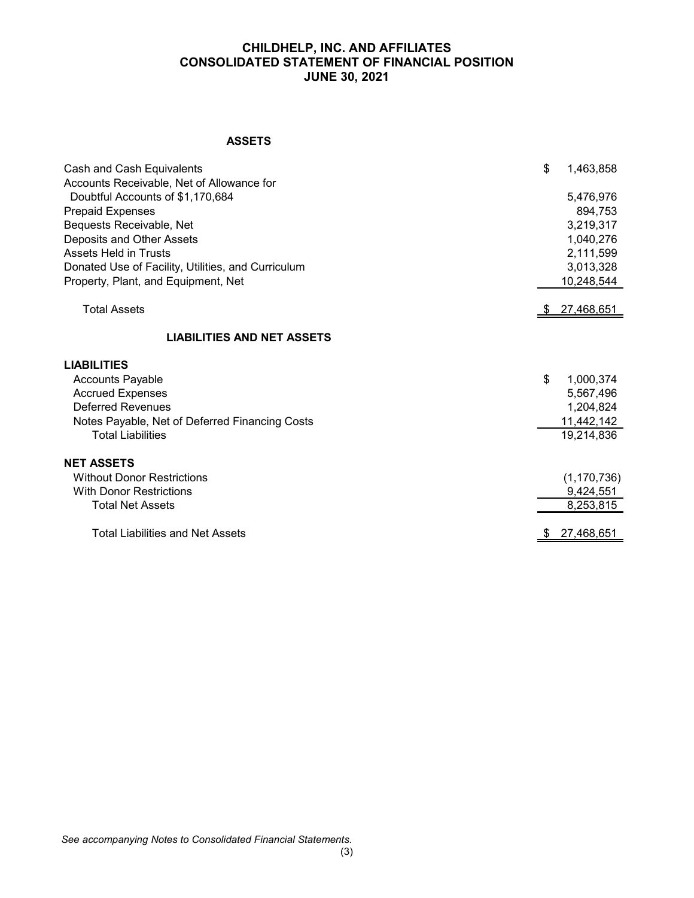# CHILDHELP, INC. AND AFFILIATES
# CONSOLIDATED STATEMENT OF FINANCIAL POSITION
# JUNE 30, 2021

## ASSETS

| | |
|---|---|
| Cash and Cash Equivalents | $ 1,463,858 |
| Accounts Receivable, Net of Allowance for Doubtful Accounts of $1,170,684 | 5,476,976 |
| Prepaid Expenses | 894,753 |
| Bequests Receivable, Net | 3,219,317 |
| Deposits and Other Assets | 1,040,276 |
| Assets Held in Trusts | 2,111,599 |
| Donated Use of Facility, Utilities, and Curriculum | 3,013,328 |
| Property, Plant, and Equipment, Net | 10,248,544 |
| Total Assets | $ 27,468,651 |

## LIABILITIES AND NET ASSETS

| | |
|---|---|
| **LIABILITIES** | |
| Accounts Payable | $ 1,000,374 |
| Accrued Expenses | 5,567,496 |
| Deferred Revenues | 1,204,824 |
| Notes Payable, Net of Deferred Financing Costs | 11,442,142 |
| Total Liabilities | 19,214,836 |
| **NET ASSETS** | |
| Without Donor Restrictions | (1,170,736) |
| With Donor Restrictions | 9,424,551 |
| Total Net Assets | 8,253,815 |
| Total Liabilities and Net Assets | $ 27,468,651 |

*See accompanying Notes to Consolidated Financial Statements.*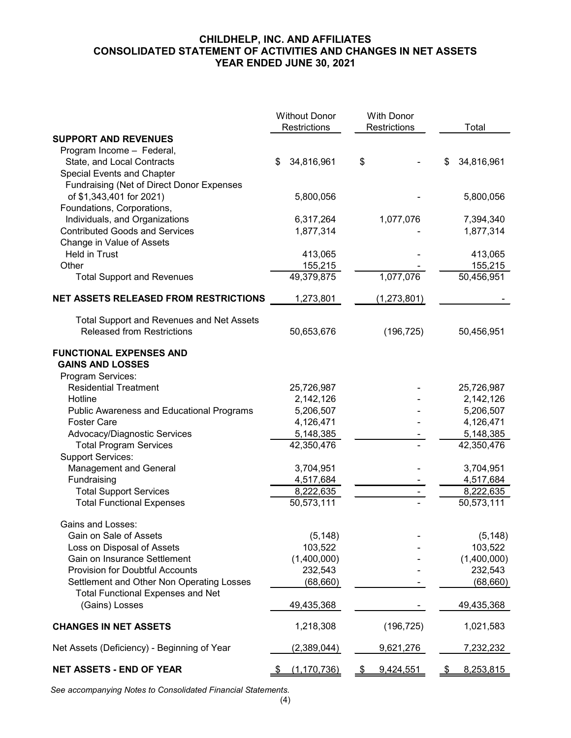# CHILDHELP, INC. AND AFFILIATES
## CONSOLIDATED STATEMENT OF ACTIVITIES AND CHANGES IN NET ASSETS
## YEAR ENDED JUNE 30, 2021

| | Without Donor Restrictions | With Donor Restrictions | Total |
|---|---|---|---|
| **SUPPORT AND REVENUES** | | | |
| Program Income – Federal, State, and Local Contracts | $ 34,816,961 | $ - | $ 34,816,961 |
| Special Events and Chapter Fundraising (Net of Direct Donor Expenses of $1,343,401 for 2021) | 5,800,056 | - | 5,800,056 |
| Foundations, Corporations, Individuals, and Organizations | 6,317,264 | 1,077,076 | 7,394,340 |
| Contributed Goods and Services | 1,877,314 | - | 1,877,314 |
| Change in Value of Assets Held in Trust | 413,065 | - | 413,065 |
| Other | 155,215 | - | 155,215 |
| Total Support and Revenues | 49,379,875 | 1,077,076 | 50,456,951 |
| **NET ASSETS RELEASED FROM RESTRICTIONS** | 1,273,801 | (1,273,801) | - |
| Total Support and Revenues and Net Assets Released from Restrictions | 50,653,676 | (196,725) | 50,456,951 |
| **FUNCTIONAL EXPENSES AND GAINS AND LOSSES** | | | |
| Program Services: | | | |
| Residential Treatment | 25,726,987 | - | 25,726,987 |
| Hotline | 2,142,126 | - | 2,142,126 |
| Public Awareness and Educational Programs | 5,206,507 | - | 5,206,507 |
| Foster Care | 4,126,471 | - | 4,126,471 |
| Advocacy/Diagnostic Services | 5,148,385 | - | 5,148,385 |
| Total Program Services | 42,350,476 | - | 42,350,476 |
| Support Services: | | | |
| Management and General | 3,704,951 | - | 3,704,951 |
| Fundraising | 4,517,684 | - | 4,517,684 |
| Total Support Services | 8,222,635 | - | 8,222,635 |
| Total Functional Expenses | 50,573,111 | - | 50,573,111 |
| Gains and Losses: | | | |
| Gain on Sale of Assets | (5,148) | - | (5,148) |
| Loss on Disposal of Assets | 103,522 | - | 103,522 |
| Gain on Insurance Settlement | (1,400,000) | - | (1,400,000) |
| Provision for Doubtful Accounts | 232,543 | - | 232,543 |
| Settlement and Other Non Operating Losses | (68,660) | - | (68,660) |
| Total Functional Expenses and Net (Gains) Losses | 49,435,368 | - | 49,435,368 |
| **CHANGES IN NET ASSETS** | 1,218,308 | (196,725) | 1,021,583 |
| Net Assets (Deficiency) - Beginning of Year | (2,389,044) | 9,621,276 | 7,232,232 |
| **NET ASSETS - END OF YEAR** | $ (1,170,736) | $ 9,424,551 | $ 8,253,815 |

*See accompanying Notes to Consolidated Financial Statements.*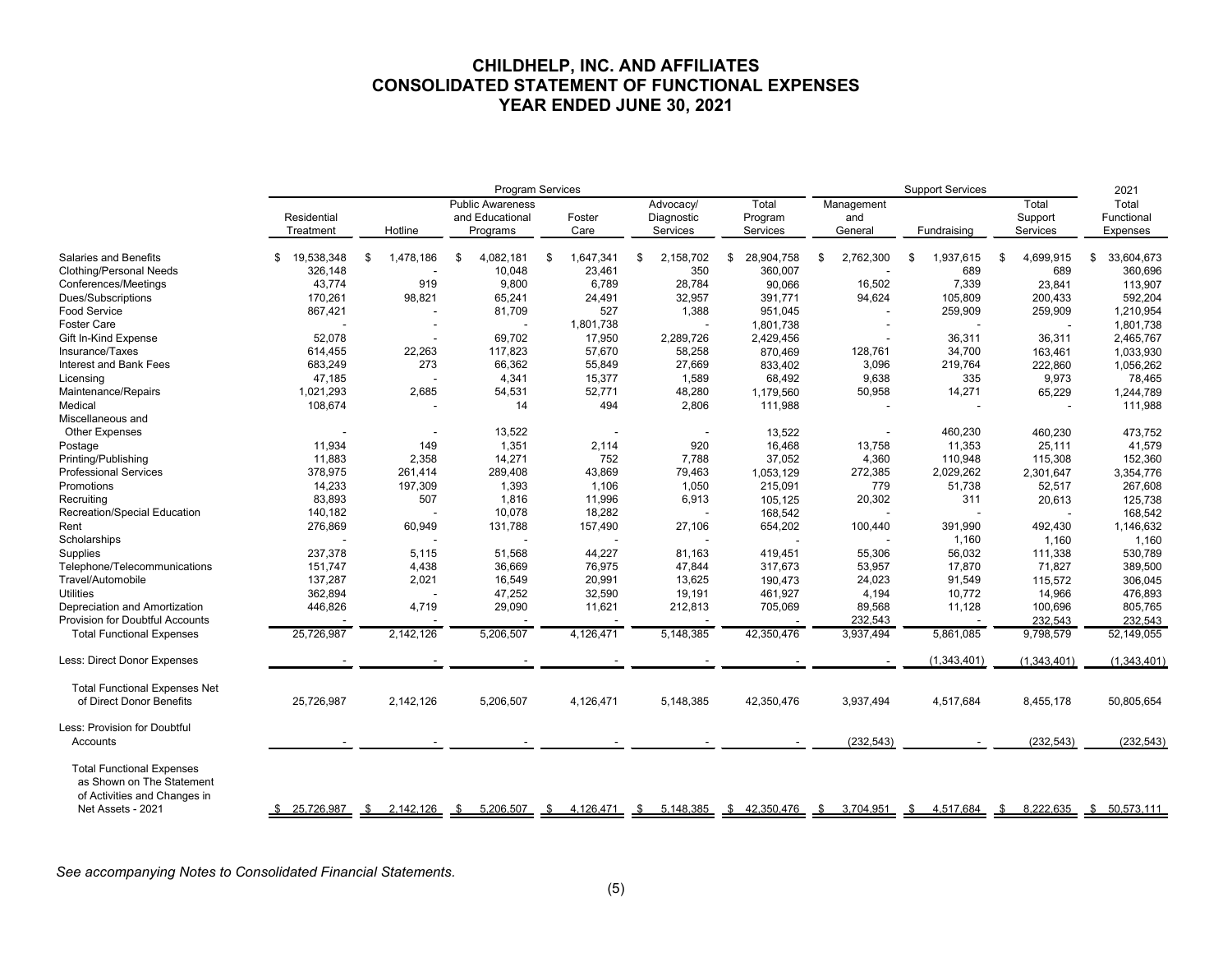# CHILDHELP, INC. AND AFFILIATES
## CONSOLIDATED STATEMENT OF FUNCTIONAL EXPENSES
### YEAR ENDED JUNE 30, 2021

| | Program Services | | | | | | Support Services | | | 2021 |
|---|---|---|---|---|---|---|---|---|---|---|
| | Residential Treatment | Hotline | Public Awareness and Educational Programs | Foster Care | Advocacy/ Diagnostic Services | Total Program Services | Management and General | Fundraising | Total Support Services | Total Functional Expenses |
| Salaries and Benefits | $ 19,538,348 | $ 1,478,186 | $ 4,082,181 | $ 1,647,341 | $ 2,158,702 | $ 28,904,758 | $ 2,762,300 | $ 1,937,615 | $ 4,699,915 | $ 33,604,673 |
| Clothing/Personal Needs | 326,148 | - | 10,048 | 23,461 | 350 | 360,007 | - | 689 | 689 | 360,696 |
| Conferences/Meetings | 43,774 | 919 | 9,800 | 6,789 | 28,784 | 90,066 | 16,502 | 7,339 | 23,841 | 113,907 |
| Dues/Subscriptions | 170,261 | 98,821 | 65,241 | 24,491 | 32,957 | 391,771 | 94,624 | 105,809 | 200,433 | 592,204 |
| Food Service | 867,421 | - | 81,709 | 527 | 1,388 | 951,045 | - | 259,909 | 259,909 | 1,210,954 |
| Foster Care | - | - | - | 1,801,738 | - | 1,801,738 | - | - | - | 1,801,738 |
| Gift In-Kind Expense | 52,078 | - | 69,702 | 17,950 | 2,289,726 | 2,429,456 | - | 36,311 | 36,311 | 2,465,767 |
| Insurance/Taxes | 614,455 | 22,263 | 117,823 | 57,670 | 58,258 | 870,469 | 128,761 | 34,700 | 163,461 | 1,033,930 |
| Interest and Bank Fees | 683,249 | 273 | 66,362 | 55,849 | 27,669 | 833,402 | 3,096 | 219,764 | 222,860 | 1,056,262 |
| Licensing | 47,185 | - | 4,341 | 15,377 | 1,589 | 68,492 | 9,638 | 335 | 9,973 | 78,465 |
| Maintenance/Repairs | 1,021,293 | 2,685 | 54,531 | 52,771 | 48,280 | 1,179,560 | 50,958 | 14,271 | 65,229 | 1,244,789 |
| Medical | 108,674 | - | 14 | 494 | 2,806 | 111,988 | - | - | - | 111,988 |
| Miscellaneous and Other Expenses | - | - | 13,522 | - | - | 13,522 | - | 460,230 | 460,230 | 473,752 |
| Postage | 11,934 | 149 | 1,351 | 2,114 | 920 | 16,468 | 13,758 | 11,353 | 25,111 | 41,579 |
| Printing/Publishing | 11,883 | 2,358 | 14,271 | 752 | 7,788 | 37,052 | 4,360 | 110,948 | 115,308 | 152,360 |
| Professional Services | 378,975 | 261,414 | 289,408 | 43,869 | 79,463 | 1,053,129 | 272,385 | 2,029,262 | 2,301,647 | 3,354,776 |
| Promotions | 14,233 | 197,309 | 1,393 | 1,106 | 1,050 | 215,091 | 779 | 51,738 | 52,517 | 267,608 |
| Recruiting | 83,893 | 507 | 1,816 | 11,996 | 6,913 | 105,125 | 20,302 | 311 | 20,613 | 125,738 |
| Recreation/Special Education | 140,182 | - | 10,078 | 18,282 | - | 168,542 | - | - | - | 168,542 |
| Rent | 276,869 | 60,949 | 131,788 | 157,490 | 27,106 | 654,202 | 100,440 | 391,990 | 492,430 | 1,146,632 |
| Scholarships | - | - | - | - | - | - | - | 1,160 | 1,160 | 1,160 |
| Supplies | 237,378 | 5,115 | 51,568 | 44,227 | 81,163 | 419,451 | 55,306 | 56,032 | 111,338 | 530,789 |
| Telephone/Telecommunications | 151,747 | 4,438 | 36,669 | 76,975 | 47,844 | 317,673 | 53,957 | 17,870 | 71,827 | 389,500 |
| Travel/Automobile | 137,287 | 2,021 | 16,549 | 20,991 | 13,625 | 190,473 | 24,023 | 91,549 | 115,572 | 306,045 |
| Utilities | 362,894 | - | 47,252 | 32,590 | 19,191 | 461,927 | 4,194 | 10,772 | 14,966 | 476,893 |
| Depreciation and Amortization | 446,826 | 4,719 | 29,090 | 11,621 | 212,813 | 705,069 | 89,568 | 11,128 | 100,696 | 805,765 |
| Provision for Doubtful Accounts | - | - | - | - | - | - | 232,543 | - | 232,543 | 232,543 |
| Total Functional Expenses | 25,726,987 | 2,142,126 | 5,206,507 | 4,126,471 | 5,148,385 | 42,350,476 | 3,937,494 | 5,861,085 | 9,798,579 | 52,149,055 |
| Less: Direct Donor Expenses | - | - | - | - | - | - | - | (1,343,401) | (1,343,401) | (1,343,401) |
| Total Functional Expenses Net of Direct Donor Benefits | 25,726,987 | 2,142,126 | 5,206,507 | 4,126,471 | 5,148,385 | 42,350,476 | 3,937,494 | 4,517,684 | 8,455,178 | 50,805,654 |
| Less: Provision for Doubtful Accounts | - | - | - | - | - | - | (232,543) | - | (232,543) | (232,543) |
| Total Functional Expenses as Shown on The Statement of Activities and Changes in Net Assets - 2021 | $ 25,726,987 | $ 2,142,126 | $ 5,206,507 | $ 4,126,471 | $ 5,148,385 | $ 42,350,476 | $ 3,704,951 | $ 4,517,684 | $ 8,222,635 | $ 50,573,111 |

*See accompanying Notes to Consolidated Financial Statements.*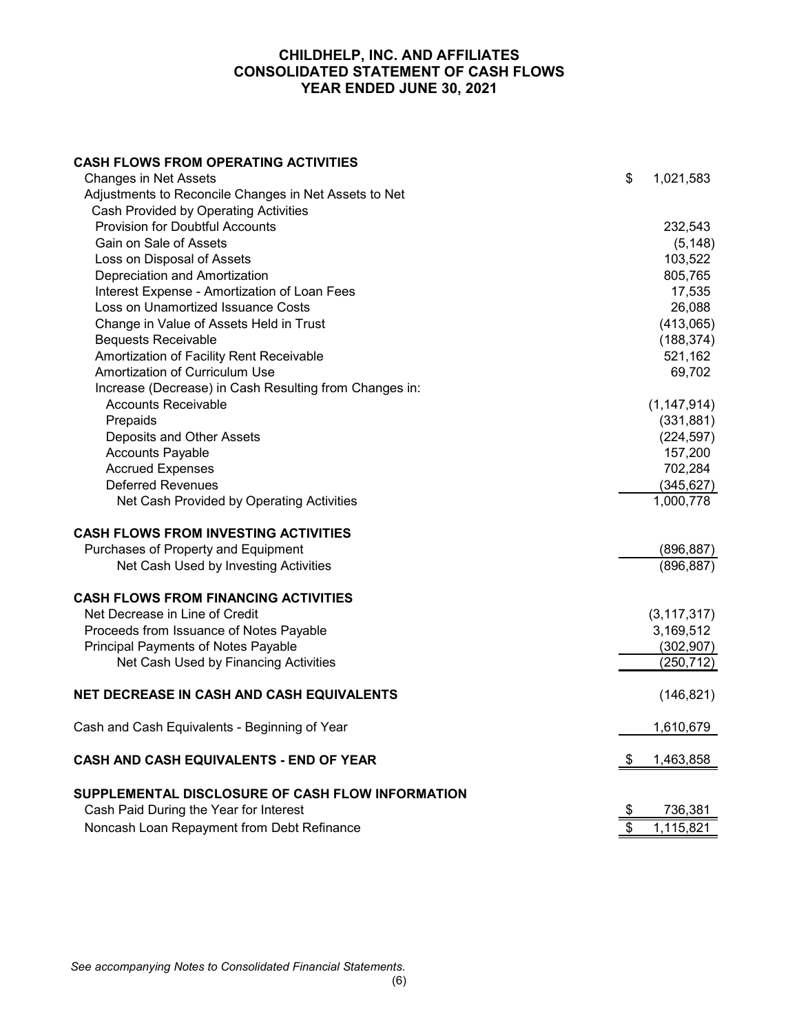# CHILDHELP, INC. AND AFFILIATES
# CONSOLIDATED STATEMENT OF CASH FLOWS
# YEAR ENDED JUNE 30, 2021

| | |
|---|---|
| **CASH FLOWS FROM OPERATING ACTIVITIES** | |
| Changes in Net Assets | $ 1,021,583 |
| Adjustments to Reconcile Changes in Net Assets to Net Cash Provided by Operating Activities | |
| Provision for Doubtful Accounts | 232,543 |
| Gain on Sale of Assets | (5,148) |
| Loss on Disposal of Assets | 103,522 |
| Depreciation and Amortization | 805,765 |
| Interest Expense - Amortization of Loan Fees | 17,535 |
| Loss on Unamortized Issuance Costs | 26,088 |
| Change in Value of Assets Held in Trust | (413,065) |
| Bequests Receivable | (188,374) |
| Amortization of Facility Rent Receivable | 521,162 |
| Amortization of Curriculum Use | 69,702 |
| Increase (Decrease) in Cash Resulting from Changes in: | |
| Accounts Receivable | (1,147,914) |
| Prepaids | (331,881) |
| Deposits and Other Assets | (224,597) |
| Accounts Payable | 157,200 |
| Accrued Expenses | 702,284 |
| Deferred Revenues | (345,627) |
| Net Cash Provided by Operating Activities | 1,000,778 |
| **CASH FLOWS FROM INVESTING ACTIVITIES** | |
| Purchases of Property and Equipment | (896,887) |
| Net Cash Used by Investing Activities | (896,887) |
| **CASH FLOWS FROM FINANCING ACTIVITIES** | |
| Net Decrease in Line of Credit | (3,117,317) |
| Proceeds from Issuance of Notes Payable | 3,169,512 |
| Principal Payments of Notes Payable | (302,907) |
| Net Cash Used by Financing Activities | (250,712) |
| **NET DECREASE IN CASH AND CASH EQUIVALENTS** | (146,821) |
| Cash and Cash Equivalents - Beginning of Year | 1,610,679 |
| **CASH AND CASH EQUIVALENTS - END OF YEAR** | $ 1,463,858 |
| **SUPPLEMENTAL DISCLOSURE OF CASH FLOW INFORMATION** | |
| Cash Paid During the Year for Interest | $ 736,381 |
| Noncash Loan Repayment from Debt Refinance | $ 1,115,821 |

*See accompanying Notes to Consolidated Financial Statements.*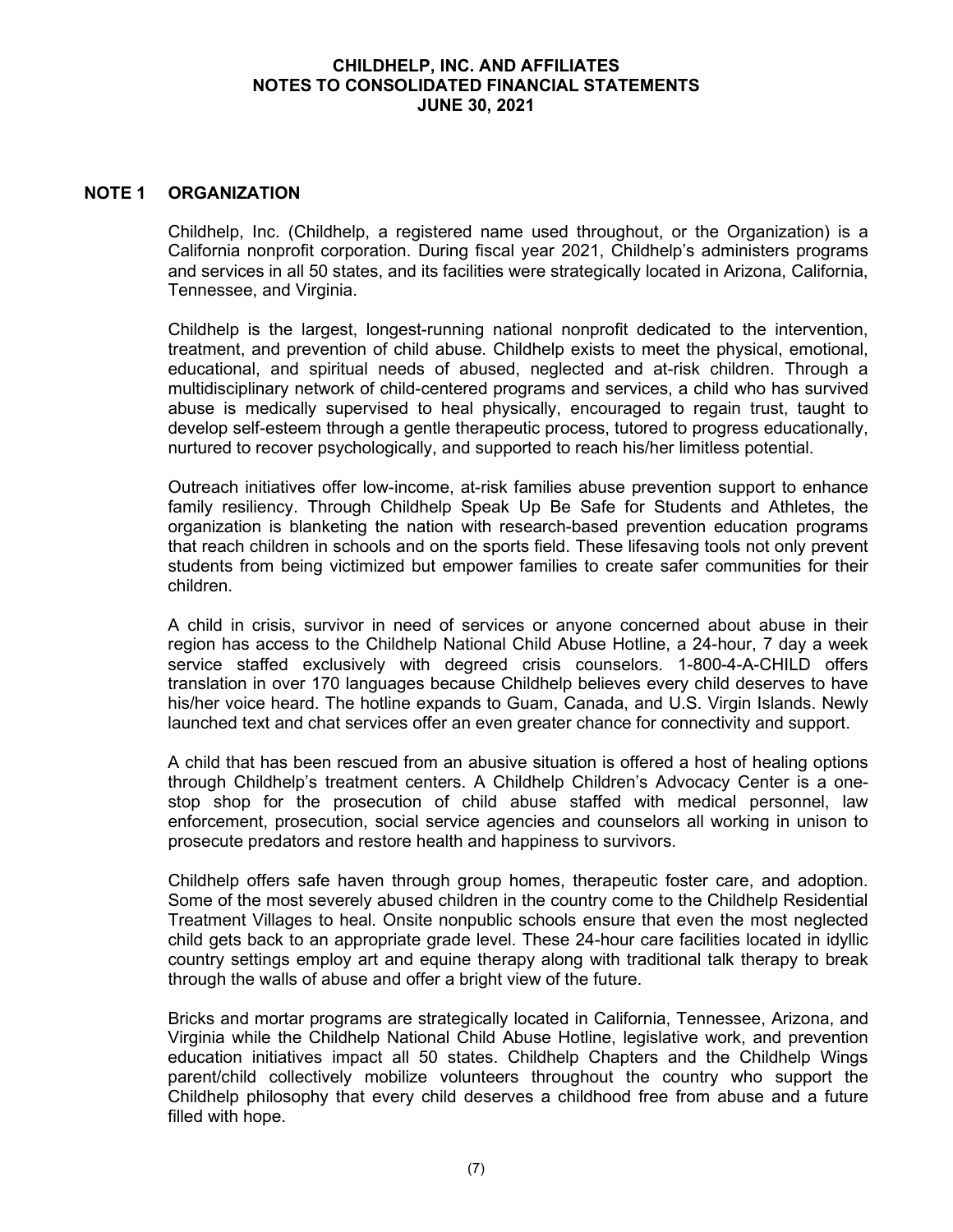## NOTE 1 ORGANIZATION

Childhelp, Inc. (Childhelp, a registered name used throughout, or the Organization) is a California nonprofit corporation. During fiscal year 2021, Childhelp's administers programs and services in all 50 states, and its facilities were strategically located in Arizona, California, Tennessee, and Virginia.

Childhelp is the largest, longest-running national nonprofit dedicated to the intervention, treatment, and prevention of child abuse. Childhelp exists to meet the physical, emotional, educational, and spiritual needs of abused, neglected and at-risk children. Through a multidisciplinary network of child-centered programs and services, a child who has survived abuse is medically supervised to heal physically, encouraged to regain trust, taught to develop self-esteem through a gentle therapeutic process, tutored to progress educationally, nurtured to recover psychologically, and supported to reach his/her limitless potential.

Outreach initiatives offer low-income, at-risk families abuse prevention support to enhance family resiliency. Through Childhelp Speak Up Be Safe for Students and Athletes, the organization is blanketing the nation with research-based prevention education programs that reach children in schools and on the sports field. These lifesaving tools not only prevent students from being victimized but empower families to create safer communities for their children.

A child in crisis, survivor in need of services or anyone concerned about abuse in their region has access to the Childhelp National Child Abuse Hotline, a 24-hour, 7 day a week service staffed exclusively with degreed crisis counselors. 1-800-4-A-CHILD offers translation in over 170 languages because Childhelp believes every child deserves to have his/her voice heard. The hotline expands to Guam, Canada, and U.S. Virgin Islands. Newly launched text and chat services offer an even greater chance for connectivity and support.

A child that has been rescued from an abusive situation is offered a host of healing options through Childhelp's treatment centers. A Childhelp Children's Advocacy Center is a one-stop shop for the prosecution of child abuse staffed with medical personnel, law enforcement, prosecution, social service agencies and counselors all working in unison to prosecute predators and restore health and happiness to survivors.

Childhelp offers safe haven through group homes, therapeutic foster care, and adoption. Some of the most severely abused children in the country come to the Childhelp Residential Treatment Villages to heal. Onsite nonpublic schools ensure that even the most neglected child gets back to an appropriate grade level. These 24-hour care facilities located in idyllic country settings employ art and equine therapy along with traditional talk therapy to break through the walls of abuse and offer a bright view of the future.

Bricks and mortar programs are strategically located in California, Tennessee, Arizona, and Virginia while the Childhelp National Child Abuse Hotline, legislative work, and prevention education initiatives impact all 50 states. Childhelp Chapters and the Childhelp Wings parent/child collectively mobilize volunteers throughout the country who support the Childhelp philosophy that every child deserves a childhood free from abuse and a future filled with hope.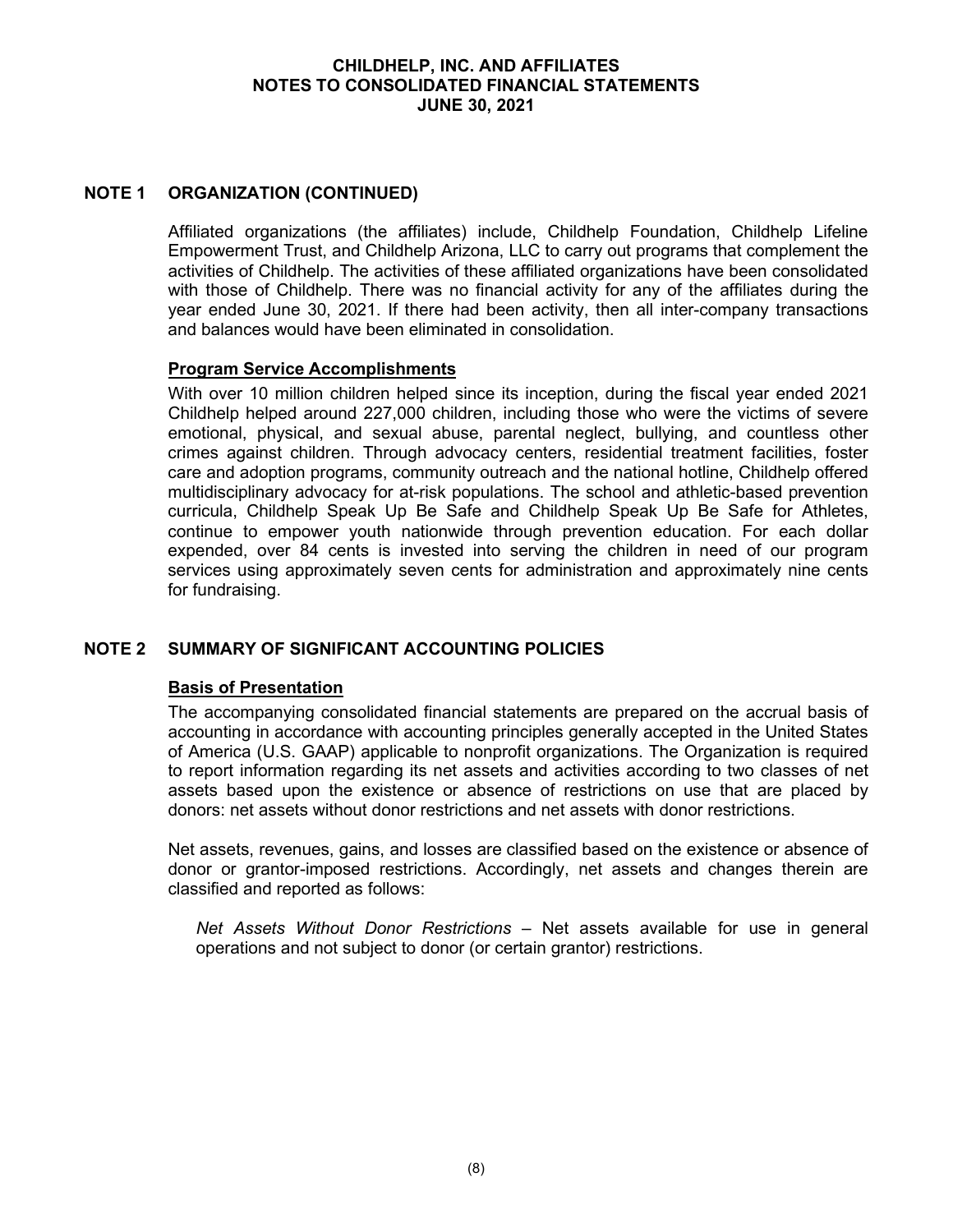## NOTE 1 ORGANIZATION (CONTINUED)

Affiliated organizations (the affiliates) include, Childhelp Foundation, Childhelp Lifeline Empowerment Trust, and Childhelp Arizona, LLC to carry out programs that complement the activities of Childhelp. The activities of these affiliated organizations have been consolidated with those of Childhelp. There was no financial activity for any of the affiliates during the year ended June 30, 2021. If there had been activity, then all inter-company transactions and balances would have been eliminated in consolidation.

### Program Service Accomplishments

With over 10 million children helped since its inception, during the fiscal year ended 2021 Childhelp helped around 227,000 children, including those who were the victims of severe emotional, physical, and sexual abuse, parental neglect, bullying, and countless other crimes against children. Through advocacy centers, residential treatment facilities, foster care and adoption programs, community outreach and the national hotline, Childhelp offered multidisciplinary advocacy for at-risk populations. The school and athletic-based prevention curricula, Childhelp Speak Up Be Safe and Childhelp Speak Up Be Safe for Athletes, continue to empower youth nationwide through prevention education. For each dollar expended, over 84 cents is invested into serving the children in need of our program services using approximately seven cents for administration and approximately nine cents for fundraising.

## NOTE 2 SUMMARY OF SIGNIFICANT ACCOUNTING POLICIES

### Basis of Presentation

The accompanying consolidated financial statements are prepared on the accrual basis of accounting in accordance with accounting principles generally accepted in the United States of America (U.S. GAAP) applicable to nonprofit organizations. The Organization is required to report information regarding its net assets and activities according to two classes of net assets based upon the existence or absence of restrictions on use that are placed by donors: net assets without donor restrictions and net assets with donor restrictions.

Net assets, revenues, gains, and losses are classified based on the existence or absence of donor or grantor-imposed restrictions. Accordingly, net assets and changes therein are classified and reported as follows:

*Net Assets Without Donor Restrictions* – Net assets available for use in general operations and not subject to donor (or certain grantor) restrictions.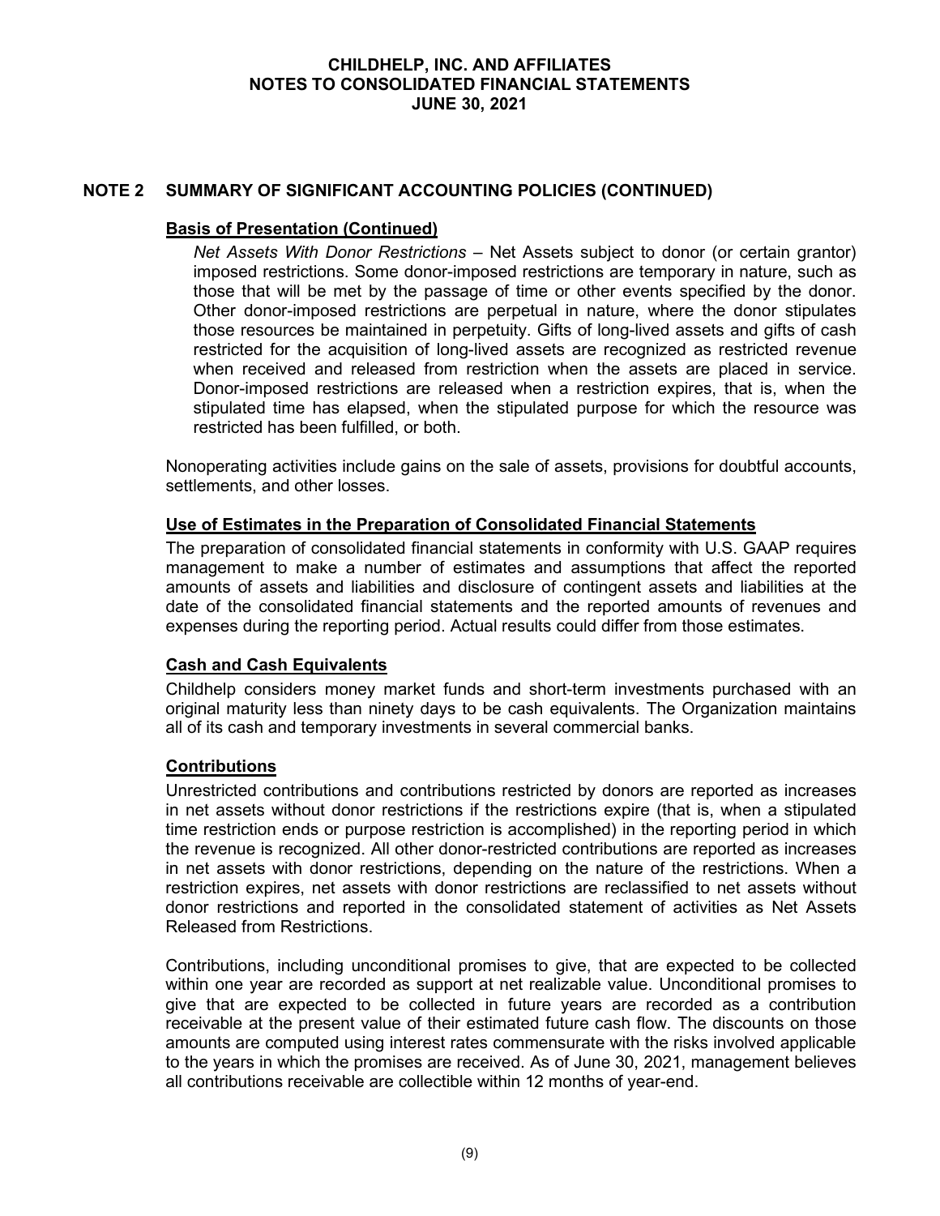## NOTE 2 SUMMARY OF SIGNIFICANT ACCOUNTING POLICIES (CONTINUED)

### Basis of Presentation (Continued)

*Net Assets With Donor Restrictions* – Net Assets subject to donor (or certain grantor) imposed restrictions. Some donor-imposed restrictions are temporary in nature, such as those that will be met by the passage of time or other events specified by the donor. Other donor-imposed restrictions are perpetual in nature, where the donor stipulates those resources be maintained in perpetuity. Gifts of long-lived assets and gifts of cash restricted for the acquisition of long-lived assets are recognized as restricted revenue when received and released from restriction when the assets are placed in service. Donor-imposed restrictions are released when a restriction expires, that is, when the stipulated time has elapsed, when the stipulated purpose for which the resource was restricted has been fulfilled, or both.

Nonoperating activities include gains on the sale of assets, provisions for doubtful accounts, settlements, and other losses.

### Use of Estimates in the Preparation of Consolidated Financial Statements

The preparation of consolidated financial statements in conformity with U.S. GAAP requires management to make a number of estimates and assumptions that affect the reported amounts of assets and liabilities and disclosure of contingent assets and liabilities at the date of the consolidated financial statements and the reported amounts of revenues and expenses during the reporting period. Actual results could differ from those estimates.

### Cash and Cash Equivalents

Childhelp considers money market funds and short-term investments purchased with an original maturity less than ninety days to be cash equivalents. The Organization maintains all of its cash and temporary investments in several commercial banks.

### Contributions

Unrestricted contributions and contributions restricted by donors are reported as increases in net assets without donor restrictions if the restrictions expire (that is, when a stipulated time restriction ends or purpose restriction is accomplished) in the reporting period in which the revenue is recognized. All other donor-restricted contributions are reported as increases in net assets with donor restrictions, depending on the nature of the restrictions. When a restriction expires, net assets with donor restrictions are reclassified to net assets without donor restrictions and reported in the consolidated statement of activities as Net Assets Released from Restrictions.

Contributions, including unconditional promises to give, that are expected to be collected within one year are recorded as support at net realizable value. Unconditional promises to give that are expected to be collected in future years are recorded as a contribution receivable at the present value of their estimated future cash flow. The discounts on those amounts are computed using interest rates commensurate with the risks involved applicable to the years in which the promises are received. As of June 30, 2021, management believes all contributions receivable are collectible within 12 months of year-end.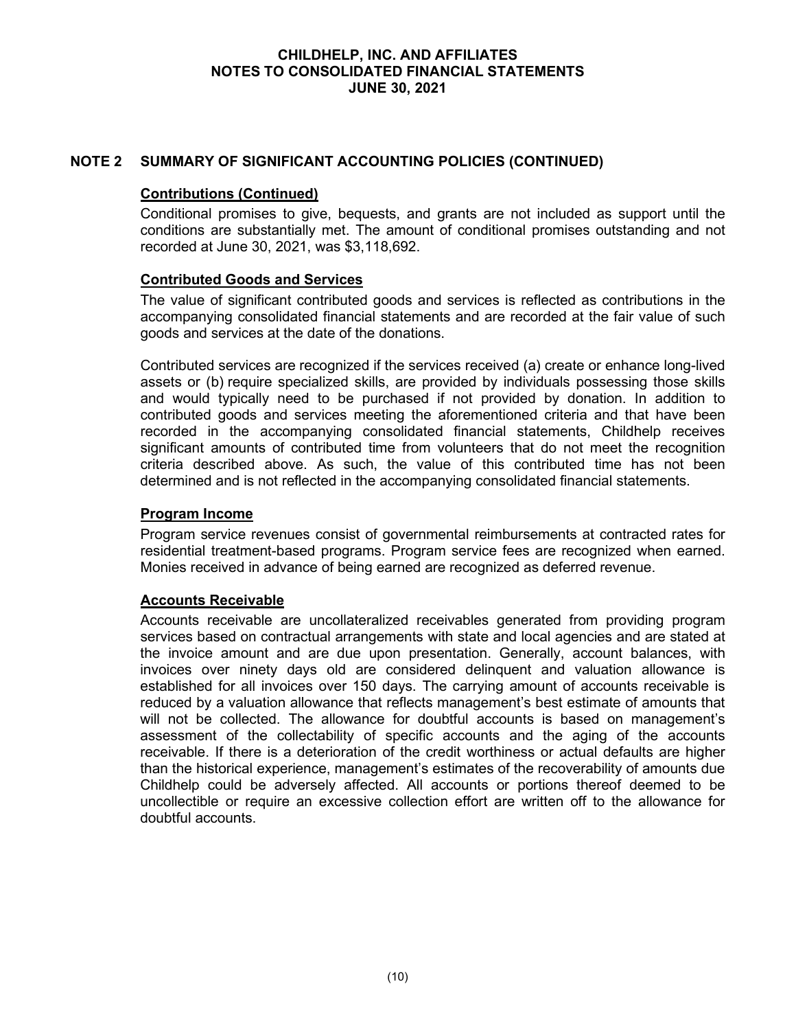## NOTE 2 SUMMARY OF SIGNIFICANT ACCOUNTING POLICIES (CONTINUED)

### Contributions (Continued)

Conditional promises to give, bequests, and grants are not included as support until the conditions are substantially met. The amount of conditional promises outstanding and not recorded at June 30, 2021, was $3,118,692.

### Contributed Goods and Services

The value of significant contributed goods and services is reflected as contributions in the accompanying consolidated financial statements and are recorded at the fair value of such goods and services at the date of the donations.

Contributed services are recognized if the services received (a) create or enhance long-lived assets or (b) require specialized skills, are provided by individuals possessing those skills and would typically need to be purchased if not provided by donation. In addition to contributed goods and services meeting the aforementioned criteria and that have been recorded in the accompanying consolidated financial statements, Childhelp receives significant amounts of contributed time from volunteers that do not meet the recognition criteria described above. As such, the value of this contributed time has not been determined and is not reflected in the accompanying consolidated financial statements.

### Program Income

Program service revenues consist of governmental reimbursements at contracted rates for residential treatment-based programs. Program service fees are recognized when earned. Monies received in advance of being earned are recognized as deferred revenue.

### Accounts Receivable

Accounts receivable are uncollateralized receivables generated from providing program services based on contractual arrangements with state and local agencies and are stated at the invoice amount and are due upon presentation. Generally, account balances, with invoices over ninety days old are considered delinquent and valuation allowance is established for all invoices over 150 days. The carrying amount of accounts receivable is reduced by a valuation allowance that reflects management's best estimate of amounts that will not be collected. The allowance for doubtful accounts is based on management's assessment of the collectability of specific accounts and the aging of the accounts receivable. If there is a deterioration of the credit worthiness or actual defaults are higher than the historical experience, management's estimates of the recoverability of amounts due Childhelp could be adversely affected. All accounts or portions thereof deemed to be uncollectible or require an excessive collection effort are written off to the allowance for doubtful accounts.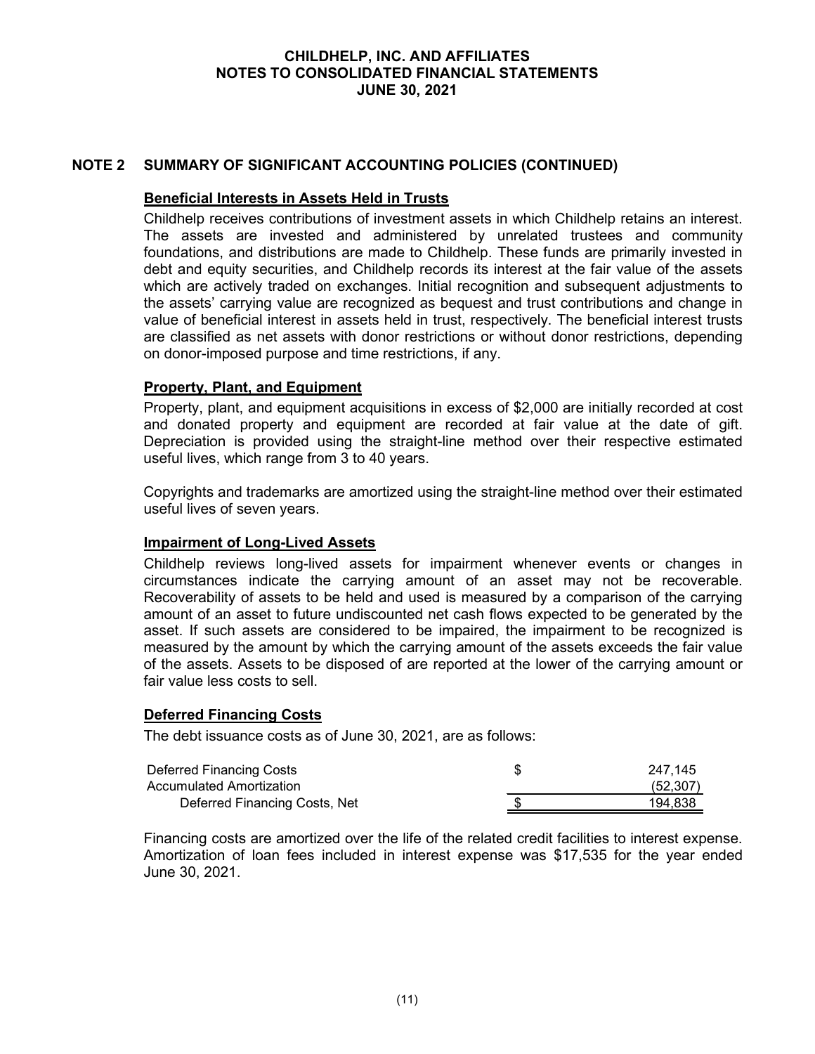## NOTE 2 SUMMARY OF SIGNIFICANT ACCOUNTING POLICIES (CONTINUED)

### Beneficial Interests in Assets Held in Trusts

Childhelp receives contributions of investment assets in which Childhelp retains an interest. The assets are invested and administered by unrelated trustees and community foundations, and distributions are made to Childhelp. These funds are primarily invested in debt and equity securities, and Childhelp records its interest at the fair value of the assets which are actively traded on exchanges. Initial recognition and subsequent adjustments to the assets' carrying value are recognized as bequest and trust contributions and change in value of beneficial interest in assets held in trust, respectively. The beneficial interest trusts are classified as net assets with donor restrictions or without donor restrictions, depending on donor-imposed purpose and time restrictions, if any.

### Property, Plant, and Equipment

Property, plant, and equipment acquisitions in excess of $2,000 are initially recorded at cost and donated property and equipment are recorded at fair value at the date of gift. Depreciation is provided using the straight-line method over their respective estimated useful lives, which range from 3 to 40 years.

Copyrights and trademarks are amortized using the straight-line method over their estimated useful lives of seven years.

### Impairment of Long-Lived Assets

Childhelp reviews long-lived assets for impairment whenever events or changes in circumstances indicate the carrying amount of an asset may not be recoverable. Recoverability of assets to be held and used is measured by a comparison of the carrying amount of an asset to future undiscounted net cash flows expected to be generated by the asset. If such assets are considered to be impaired, the impairment to be recognized is measured by the amount by which the carrying amount of the assets exceeds the fair value of the assets. Assets to be disposed of are reported at the lower of the carrying amount or fair value less costs to sell.

### Deferred Financing Costs

The debt issuance costs as of June 30, 2021, are as follows:

| | |
|---|---|
| Deferred Financing Costs | $ 247,145 |
| Accumulated Amortization | (52,307) |
| Deferred Financing Costs, Net | $ 194,838 |

Financing costs are amortized over the life of the related credit facilities to interest expense. Amortization of loan fees included in interest expense was $17,535 for the year ended June 30, 2021.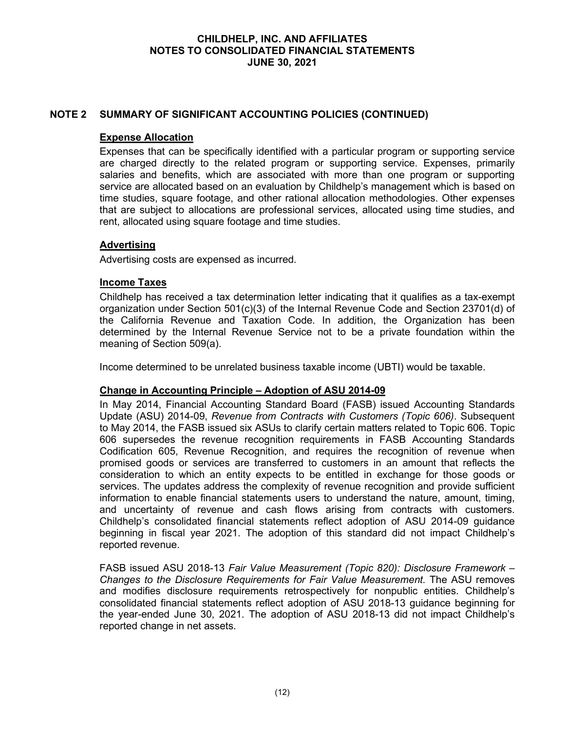## NOTE 2 SUMMARY OF SIGNIFICANT ACCOUNTING POLICIES (CONTINUED)

### Expense Allocation

Expenses that can be specifically identified with a particular program or supporting service are charged directly to the related program or supporting service. Expenses, primarily salaries and benefits, which are associated with more than one program or supporting service are allocated based on an evaluation by Childhelp's management which is based on time studies, square footage, and other rational allocation methodologies. Other expenses that are subject to allocations are professional services, allocated using time studies, and rent, allocated using square footage and time studies.

### Advertising

Advertising costs are expensed as incurred.

### Income Taxes

Childhelp has received a tax determination letter indicating that it qualifies as a tax-exempt organization under Section 501(c)(3) of the Internal Revenue Code and Section 23701(d) of the California Revenue and Taxation Code. In addition, the Organization has been determined by the Internal Revenue Service not to be a private foundation within the meaning of Section 509(a).

Income determined to be unrelated business taxable income (UBTI) would be taxable.

### Change in Accounting Principle – Adoption of ASU 2014-09

In May 2014, Financial Accounting Standard Board (FASB) issued Accounting Standards Update (ASU) 2014-09, *Revenue from Contracts with Customers (Topic 606)*. Subsequent to May 2014, the FASB issued six ASUs to clarify certain matters related to Topic 606. Topic 606 supersedes the revenue recognition requirements in FASB Accounting Standards Codification 605, Revenue Recognition, and requires the recognition of revenue when promised goods or services are transferred to customers in an amount that reflects the consideration to which an entity expects to be entitled in exchange for those goods or services. The updates address the complexity of revenue recognition and provide sufficient information to enable financial statements users to understand the nature, amount, timing, and uncertainty of revenue and cash flows arising from contracts with customers. Childhelp's consolidated financial statements reflect adoption of ASU 2014-09 guidance beginning in fiscal year 2021. The adoption of this standard did not impact Childhelp's reported revenue.

FASB issued ASU 2018-13 *Fair Value Measurement (Topic 820): Disclosure Framework – Changes to the Disclosure Requirements for Fair Value Measurement.* The ASU removes and modifies disclosure requirements retrospectively for nonpublic entities. Childhelp's consolidated financial statements reflect adoption of ASU 2018-13 guidance beginning for the year-ended June 30, 2021. The adoption of ASU 2018-13 did not impact Childhelp's reported change in net assets.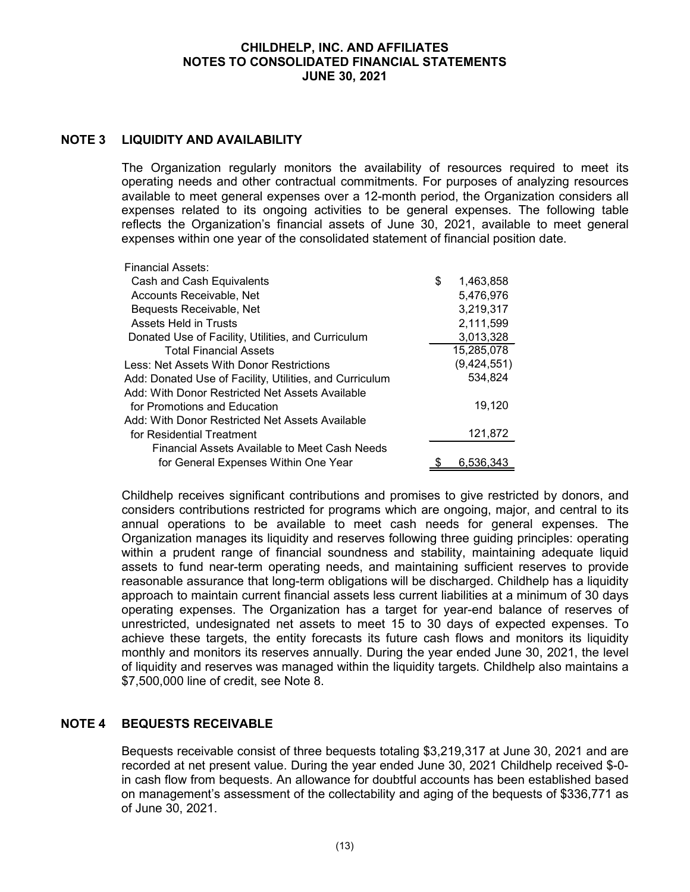## NOTE 3 LIQUIDITY AND AVAILABILITY

The Organization regularly monitors the availability of resources required to meet its operating needs and other contractual commitments. For purposes of analyzing resources available to meet general expenses over a 12-month period, the Organization considers all expenses related to its ongoing activities to be general expenses. The following table reflects the Organization's financial assets of June 30, 2021, available to meet general expenses within one year of the consolidated statement of financial position date.

| | |
|---|---|
| Financial Assets: | |
| Cash and Cash Equivalents | $ 1,463,858 |
| Accounts Receivable, Net | 5,476,976 |
| Bequests Receivable, Net | 3,219,317 |
| Assets Held in Trusts | 2,111,599 |
| Donated Use of Facility, Utilities, and Curriculum | 3,013,328 |
| Total Financial Assets | 15,285,078 |
| Less: Net Assets With Donor Restrictions | (9,424,551) |
| Add: Donated Use of Facility, Utilities, and Curriculum | 534,824 |
| Add: With Donor Restricted Net Assets Available for Promotions and Education | 19,120 |
| Add: With Donor Restricted Net Assets Available for Residential Treatment | 121,872 |
| Financial Assets Available to Meet Cash Needs for General Expenses Within One Year | $ 6,536,343 |

Childhelp receives significant contributions and promises to give restricted by donors, and considers contributions restricted for programs which are ongoing, major, and central to its annual operations to be available to meet cash needs for general expenses. The Organization manages its liquidity and reserves following three guiding principles: operating within a prudent range of financial soundness and stability, maintaining adequate liquid assets to fund near-term operating needs, and maintaining sufficient reserves to provide reasonable assurance that long-term obligations will be discharged. Childhelp has a liquidity approach to maintain current financial assets less current liabilities at a minimum of 30 days operating expenses. The Organization has a target for year-end balance of reserves of unrestricted, undesignated net assets to meet 15 to 30 days of expected expenses. To achieve these targets, the entity forecasts its future cash flows and monitors its liquidity monthly and monitors its reserves annually. During the year ended June 30, 2021, the level of liquidity and reserves was managed within the liquidity targets. Childhelp also maintains a $7,500,000 line of credit, see Note 8.

## NOTE 4 BEQUESTS RECEIVABLE

Bequests receivable consist of three bequests totaling $3,219,317 at June 30, 2021 and are recorded at net present value. During the year ended June 30, 2021 Childhelp received $-0- in cash flow from bequests. An allowance for doubtful accounts has been established based on management's assessment of the collectability and aging of the bequests of $336,771 as of June 30, 2021.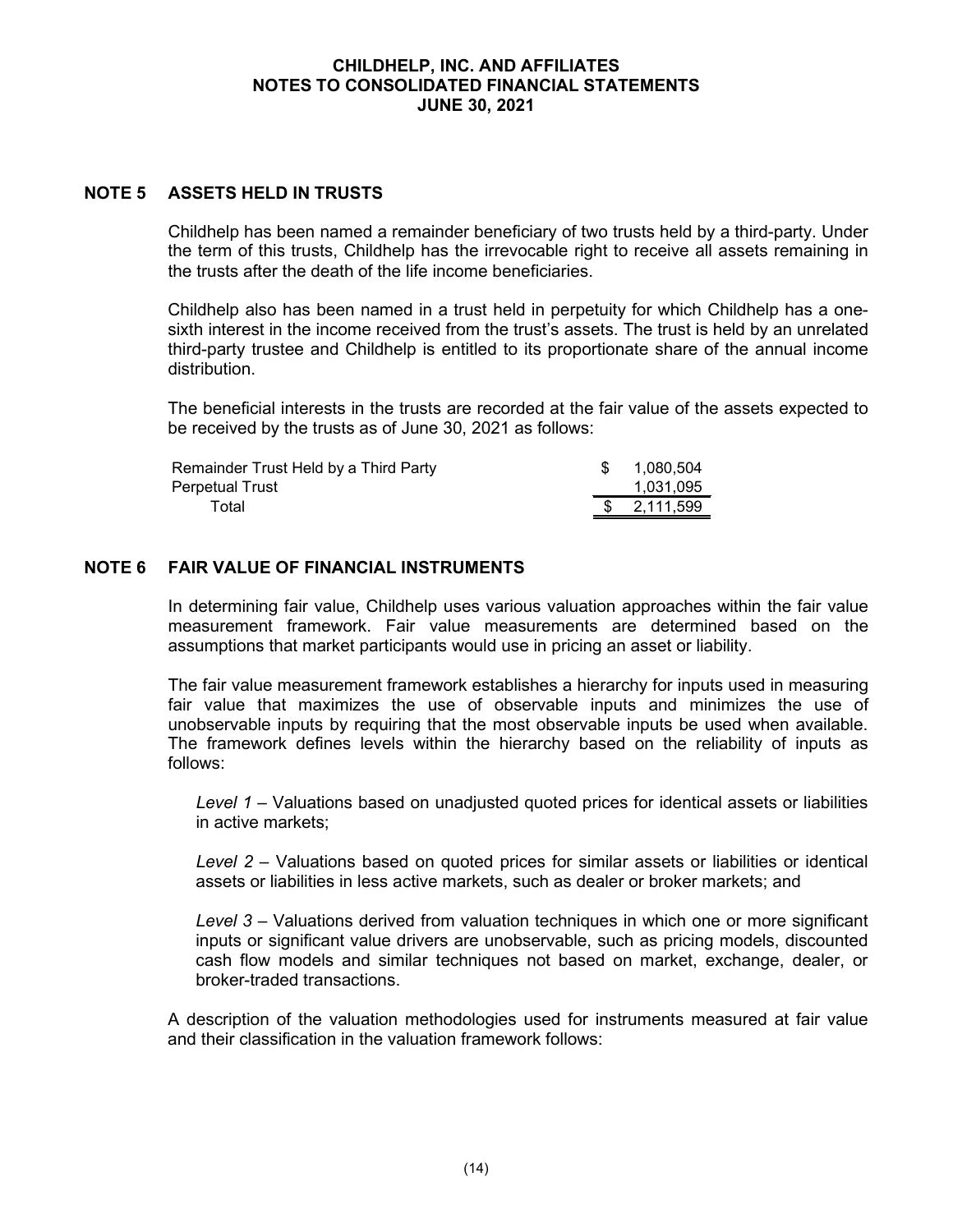# CHILDHELP, INC. AND AFFILIATES
# NOTES TO CONSOLIDATED FINANCIAL STATEMENTS
# JUNE 30, 2021

## NOTE 5 ASSETS HELD IN TRUSTS

Childhelp has been named a remainder beneficiary of two trusts held by a third-party. Under the term of this trusts, Childhelp has the irrevocable right to receive all assets remaining in the trusts after the death of the life income beneficiaries.

Childhelp also has been named in a trust held in perpetuity for which Childhelp has a one-sixth interest in the income received from the trust's assets. The trust is held by an unrelated third-party trustee and Childhelp is entitled to its proportionate share of the annual income distribution.

The beneficial interests in the trusts are recorded at the fair value of the assets expected to be received by the trusts as of June 30, 2021 as follows:

| | |
|---|---|
| Remainder Trust Held by a Third Party | $ 1,080,504 |
| Perpetual Trust | 1,031,095 |
| Total | $ 2,111,599 |

## NOTE 6 FAIR VALUE OF FINANCIAL INSTRUMENTS

In determining fair value, Childhelp uses various valuation approaches within the fair value measurement framework. Fair value measurements are determined based on the assumptions that market participants would use in pricing an asset or liability.

The fair value measurement framework establishes a hierarchy for inputs used in measuring fair value that maximizes the use of observable inputs and minimizes the use of unobservable inputs by requiring that the most observable inputs be used when available. The framework defines levels within the hierarchy based on the reliability of inputs as follows:

*Level 1* – Valuations based on unadjusted quoted prices for identical assets or liabilities in active markets;

*Level 2* – Valuations based on quoted prices for similar assets or liabilities or identical assets or liabilities in less active markets, such as dealer or broker markets; and

*Level 3* – Valuations derived from valuation techniques in which one or more significant inputs or significant value drivers are unobservable, such as pricing models, discounted cash flow models and similar techniques not based on market, exchange, dealer, or broker-traded transactions.

A description of the valuation methodologies used for instruments measured at fair value and their classification in the valuation framework follows: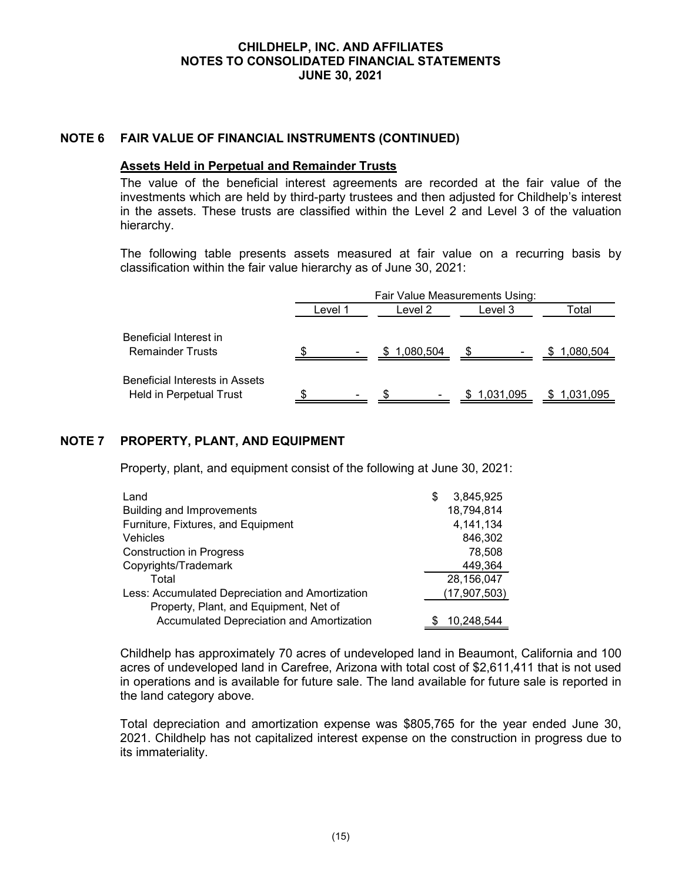## NOTE 6 FAIR VALUE OF FINANCIAL INSTRUMENTS (CONTINUED)

### Assets Held in Perpetual and Remainder Trusts

The value of the beneficial interest agreements are recorded at the fair value of the investments which are held by third-party trustees and then adjusted for Childhelp's interest in the assets. These trusts are classified within the Level 2 and Level 3 of the valuation hierarchy.

The following table presents assets measured at fair value on a recurring basis by classification within the fair value hierarchy as of June 30, 2021:

| | Fair Value Measurements Using: | | | |
|---|---|---|---|---|
| | Level 1 | Level 2 | Level 3 | Total |
| Beneficial Interest in Remainder Trusts | $ - | $ 1,080,504 | $ - | $ 1,080,504 |
| Beneficial Interests in Assets Held in Perpetual Trust | $ - | $ - | $ 1,031,095 | $ 1,031,095 |

## NOTE 7 PROPERTY, PLANT, AND EQUIPMENT

Property, plant, and equipment consist of the following at June 30, 2021:

| | |
|---|---|
| Land | $ 3,845,925 |
| Building and Improvements | 18,794,814 |
| Furniture, Fixtures, and Equipment | 4,141,134 |
| Vehicles | 846,302 |
| Construction in Progress | 78,508 |
| Copyrights/Trademark | 449,364 |
| Total | 28,156,047 |
| Less: Accumulated Depreciation and Amortization | (17,907,503) |
| Property, Plant, and Equipment, Net of Accumulated Depreciation and Amortization | $ 10,248,544 |

Childhelp has approximately 70 acres of undeveloped land in Beaumont, California and 100 acres of undeveloped land in Carefree, Arizona with total cost of $2,611,411 that is not used in operations and is available for future sale. The land available for future sale is reported in the land category above.

Total depreciation and amortization expense was $805,765 for the year ended June 30, 2021. Childhelp has not capitalized interest expense on the construction in progress due to its immateriality.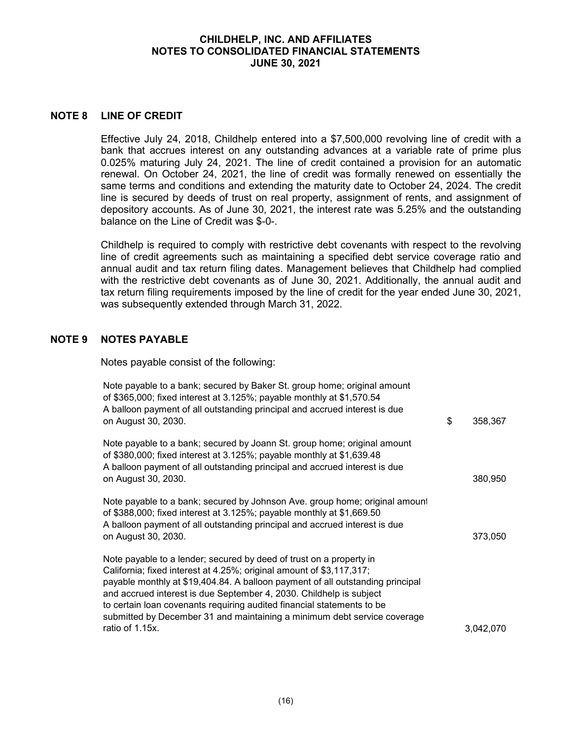## NOTE 8 LINE OF CREDIT

Effective July 24, 2018, Childhelp entered into a $7,500,000 revolving line of credit with a bank that accrues interest on any outstanding advances at a variable rate of prime plus 0.025% maturing July 24, 2021. The line of credit contained a provision for an automatic renewal. On October 24, 2021, the line of credit was formally renewed on essentially the same terms and conditions and extending the maturity date to October 24, 2024. The credit line is secured by deeds of trust on real property, assignment of rents, and assignment of depository accounts. As of June 30, 2021, the interest rate was 5.25% and the outstanding balance on the Line of Credit was $-0-.

Childhelp is required to comply with restrictive debt covenants with respect to the revolving line of credit agreements such as maintaining a specified debt service coverage ratio and annual audit and tax return filing dates. Management believes that Childhelp had complied with the restrictive debt covenants as of June 30, 2021. Additionally, the annual audit and tax return filing requirements imposed by the line of credit for the year ended June 30, 2021, was subsequently extended through March 31, 2022.

## NOTE 9 NOTES PAYABLE

Notes payable consist of the following:

| | |
|---|---|
| Note payable to a bank; secured by Baker St. group home; original amount of $365,000; fixed interest at 3.125%; payable monthly at $1,570.54 A balloon payment of all outstanding principal and accrued interest is due on August 30, 2030. | $ 358,367 |
| Note payable to a bank; secured by Joann St. group home; original amount of $380,000; fixed interest at 3.125%; payable monthly at $1,639.48 A balloon payment of all outstanding principal and accrued interest is due on August 30, 2030. | 380,950 |
| Note payable to a bank; secured by Johnson Ave. group home; original amount of $388,000; fixed interest at 3.125%; payable monthly at $1,669.50 A balloon payment of all outstanding principal and accrued interest is due on August 30, 2030. | 373,050 |
| Note payable to a lender; secured by deed of trust on a property in California; fixed interest at 4.25%; original amount of $3,117,317; payable monthly at $19,404.84. A balloon payment of all outstanding principal and accrued interest is due September 4, 2030. Childhelp is subject to certain loan covenants requiring audited financial statements to be submitted by December 31 and maintaining a minimum debt service coverage ratio of 1.15x. | 3,042,070 |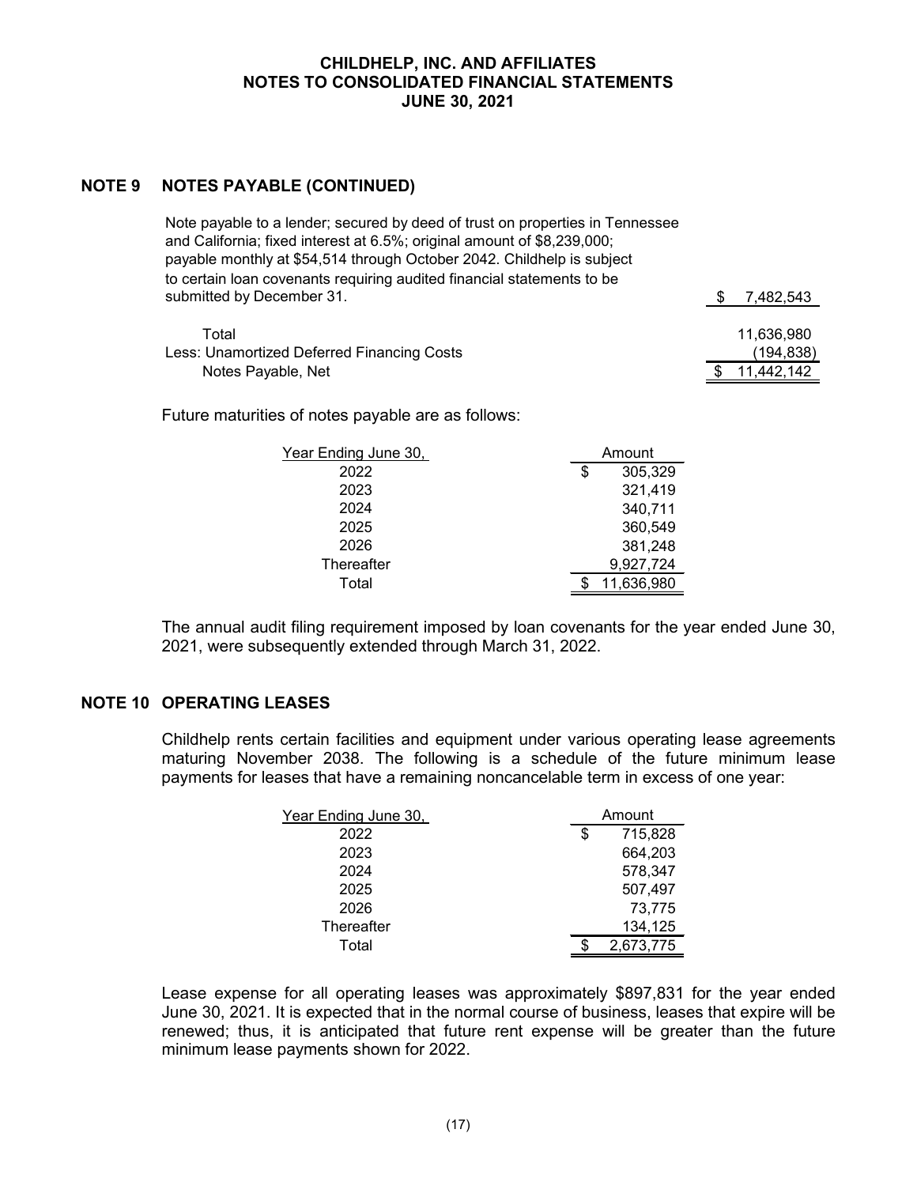## NOTE 9 NOTES PAYABLE (CONTINUED)

| | |
|---|---|
| Note payable to a lender; secured by deed of trust on properties in Tennessee and California; fixed interest at 6.5%; original amount of $8,239,000; payable monthly at $54,514 through October 2042. Childhelp is subject to certain loan covenants requiring audited financial statements to be submitted by December 31. | $ 7,482,543 |
| Total | 11,636,980 |
| Less: Unamortized Deferred Financing Costs | (194,838) |
| Notes Payable, Net | $ 11,442,142 |

Future maturities of notes payable are as follows:

| Year Ending June 30, | Amount |
|---|---|
| 2022 | $ 305,329 |
| 2023 | 321,419 |
| 2024 | 340,711 |
| 2025 | 360,549 |
| 2026 | 381,248 |
| Thereafter | 9,927,724 |
| Total | $ 11,636,980 |

The annual audit filing requirement imposed by loan covenants for the year ended June 30, 2021, were subsequently extended through March 31, 2022.

## NOTE 10 OPERATING LEASES

Childhelp rents certain facilities and equipment under various operating lease agreements maturing November 2038. The following is a schedule of the future minimum lease payments for leases that have a remaining noncancelable term in excess of one year:

| Year Ending June 30, | Amount |
|---|---|
| 2022 | $ 715,828 |
| 2023 | 664,203 |
| 2024 | 578,347 |
| 2025 | 507,497 |
| 2026 | 73,775 |
| Thereafter | 134,125 |
| Total | $ 2,673,775 |

Lease expense for all operating leases was approximately $897,831 for the year ended June 30, 2021. It is expected that in the normal course of business, leases that expire will be renewed; thus, it is anticipated that future rent expense will be greater than the future minimum lease payments shown for 2022.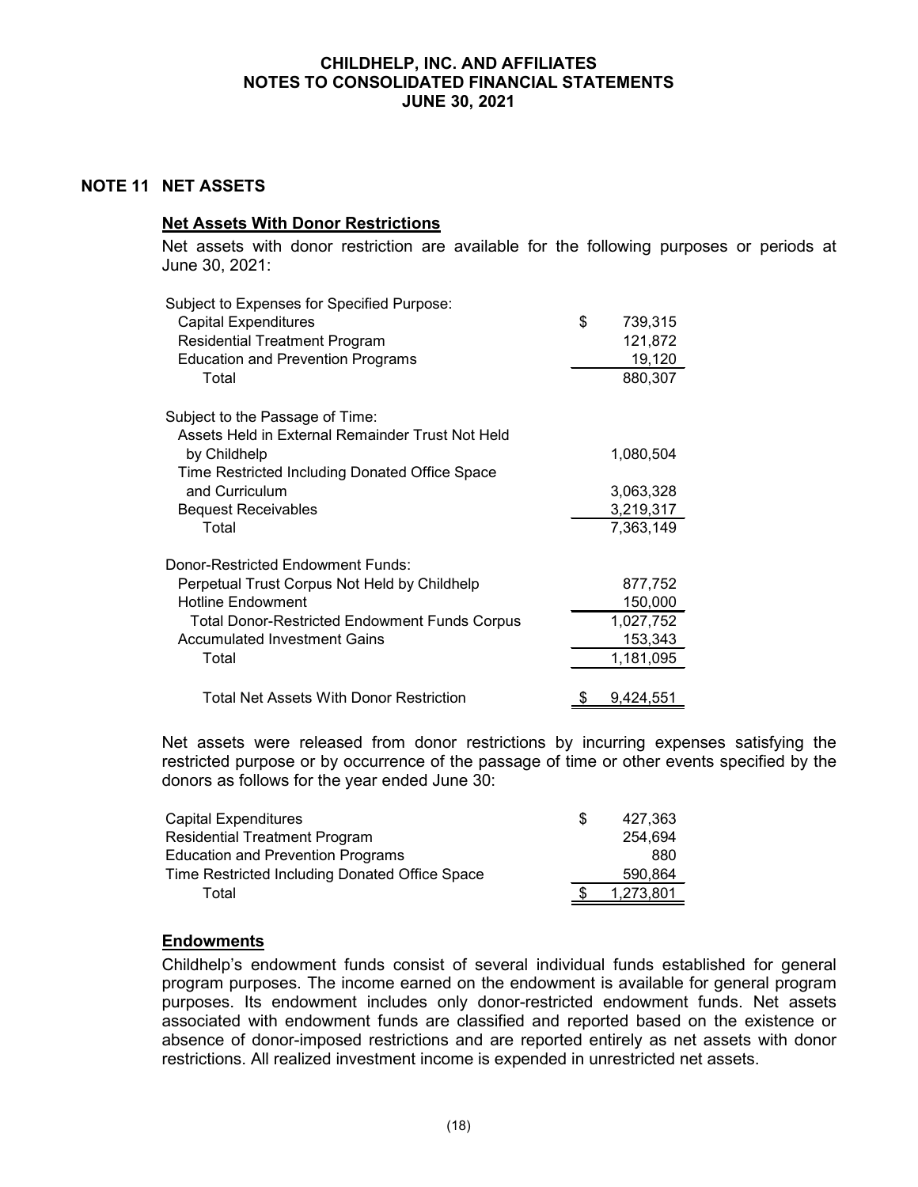## NOTE 11 NET ASSETS

### Net Assets With Donor Restrictions

Net assets with donor restriction are available for the following purposes or periods at June 30, 2021:

| | |
|---|---|
| Subject to Expenses for Specified Purpose: | |
| Capital Expenditures | $ 739,315 |
| Residential Treatment Program | 121,872 |
| Education and Prevention Programs | 19,120 |
| Total | 880,307 |
| | |
| Subject to the Passage of Time: | |
| Assets Held in External Remainder Trust Not Held by Childhelp | 1,080,504 |
| Time Restricted Including Donated Office Space and Curriculum | 3,063,328 |
| Bequest Receivables | 3,219,317 |
| Total | 7,363,149 |
| | |
| Donor-Restricted Endowment Funds: | |
| Perpetual Trust Corpus Not Held by Childhelp | 877,752 |
| Hotline Endowment | 150,000 |
| Total Donor-Restricted Endowment Funds Corpus | 1,027,752 |
| Accumulated Investment Gains | 153,343 |
| Total | 1,181,095 |
| | |
| Total Net Assets With Donor Restriction | $ 9,424,551 |

Net assets were released from donor restrictions by incurring expenses satisfying the restricted purpose or by occurrence of the passage of time or other events specified by the donors as follows for the year ended June 30:

| | |
|---|---|
| Capital Expenditures | $ 427,363 |
| Residential Treatment Program | 254,694 |
| Education and Prevention Programs | 880 |
| Time Restricted Including Donated Office Space | 590,864 |
| Total | $ 1,273,801 |

### Endowments

Childhelp's endowment funds consist of several individual funds established for general program purposes. The income earned on the endowment is available for general program purposes. Its endowment includes only donor-restricted endowment funds. Net assets associated with endowment funds are classified and reported based on the existence or absence of donor-imposed restrictions and are reported entirely as net assets with donor restrictions. All realized investment income is expended in unrestricted net assets.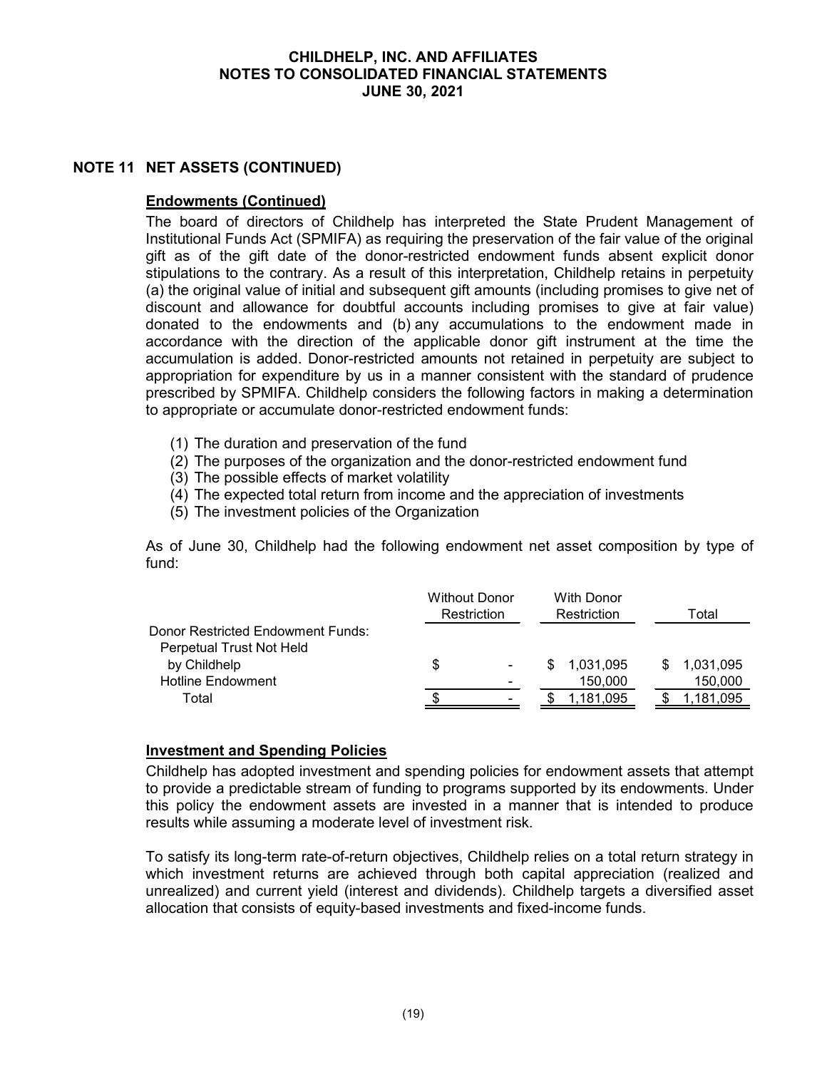## NOTE 11 NET ASSETS (CONTINUED)

### Endowments (Continued)

The board of directors of Childhelp has interpreted the State Prudent Management of Institutional Funds Act (SPMIFA) as requiring the preservation of the fair value of the original gift as of the gift date of the donor-restricted endowment funds absent explicit donor stipulations to the contrary. As a result of this interpretation, Childhelp retains in perpetuity (a) the original value of initial and subsequent gift amounts (including promises to give net of discount and allowance for doubtful accounts including promises to give at fair value) donated to the endowments and (b) any accumulations to the endowment made in accordance with the direction of the applicable donor gift instrument at the time the accumulation is added. Donor-restricted amounts not retained in perpetuity are subject to appropriation for expenditure by us in a manner consistent with the standard of prudence prescribed by SPMIFA. Childhelp considers the following factors in making a determination to appropriate or accumulate donor-restricted endowment funds:

(1) The duration and preservation of the fund
(2) The purposes of the organization and the donor-restricted endowment fund
(3) The possible effects of market volatility
(4) The expected total return from income and the appreciation of investments
(5) The investment policies of the Organization

As of June 30, Childhelp had the following endowment net asset composition by type of fund:

| | Without Donor Restriction | With Donor Restriction | Total |
|---|---|---|---|
| Donor Restricted Endowment Funds: | | | |
| Perpetual Trust Not Held by Childhelp | $ - | $ 1,031,095 | $ 1,031,095 |
| Hotline Endowment | - | 150,000 | 150,000 |
| Total | $ - | $ 1,181,095 | $ 1,181,095 |

### Investment and Spending Policies

Childhelp has adopted investment and spending policies for endowment assets that attempt to provide a predictable stream of funding to programs supported by its endowments. Under this policy the endowment assets are invested in a manner that is intended to produce results while assuming a moderate level of investment risk.

To satisfy its long-term rate-of-return objectives, Childhelp relies on a total return strategy in which investment returns are achieved through both capital appreciation (realized and unrealized) and current yield (interest and dividends). Childhelp targets a diversified asset allocation that consists of equity-based investments and fixed-income funds.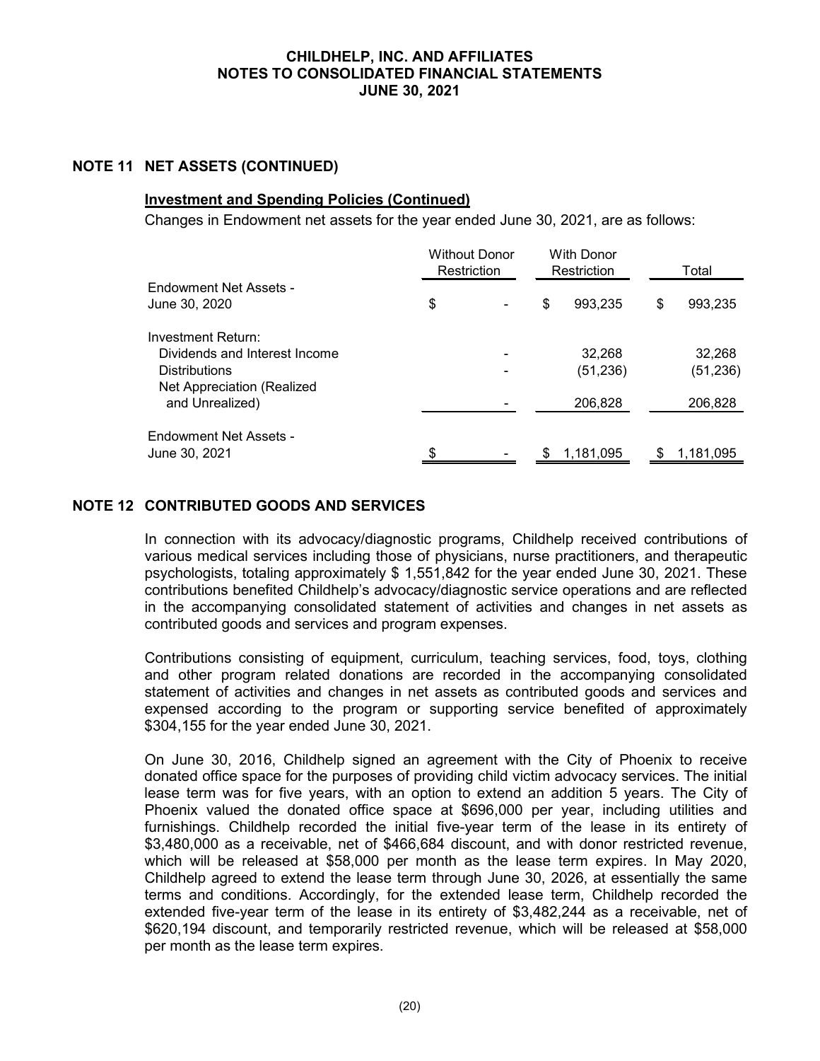## NOTE 11 NET ASSETS (CONTINUED)

**Investment and Spending Policies (Continued)**

Changes in Endowment net assets for the year ended June 30, 2021, are as follows:

| | Without Donor Restriction | With Donor Restriction | Total |
|---|---|---|---|
| Endowment Net Assets - June 30, 2020 | $ - | $ 993,235 | $ 993,235 |
| Investment Return: | | | |
| Dividends and Interest Income | - | 32,268 | 32,268 |
| Distributions | - | (51,236) | (51,236) |
| Net Appreciation (Realized and Unrealized) | - | 206,828 | 206,828 |
| Endowment Net Assets - June 30, 2021 | $ - | $ 1,181,095 | $ 1,181,095 |

## NOTE 12 CONTRIBUTED GOODS AND SERVICES

In connection with its advocacy/diagnostic programs, Childhelp received contributions of various medical services including those of physicians, nurse practitioners, and therapeutic psychologists, totaling approximately $ 1,551,842 for the year ended June 30, 2021. These contributions benefited Childhelp's advocacy/diagnostic service operations and are reflected in the accompanying consolidated statement of activities and changes in net assets as contributed goods and services and program expenses.

Contributions consisting of equipment, curriculum, teaching services, food, toys, clothing and other program related donations are recorded in the accompanying consolidated statement of activities and changes in net assets as contributed goods and services and expensed according to the program or supporting service benefited of approximately $304,155 for the year ended June 30, 2021.

On June 30, 2016, Childhelp signed an agreement with the City of Phoenix to receive donated office space for the purposes of providing child victim advocacy services. The initial lease term was for five years, with an option to extend an addition 5 years. The City of Phoenix valued the donated office space at $696,000 per year, including utilities and furnishings. Childhelp recorded the initial five-year term of the lease in its entirety of $3,480,000 as a receivable, net of $466,684 discount, and with donor restricted revenue, which will be released at $58,000 per month as the lease term expires. In May 2020, Childhelp agreed to extend the lease term through June 30, 2026, at essentially the same terms and conditions. Accordingly, for the extended lease term, Childhelp recorded the extended five-year term of the lease in its entirety of $3,482,244 as a receivable, net of $620,194 discount, and temporarily restricted revenue, which will be released at $58,000 per month as the lease term expires.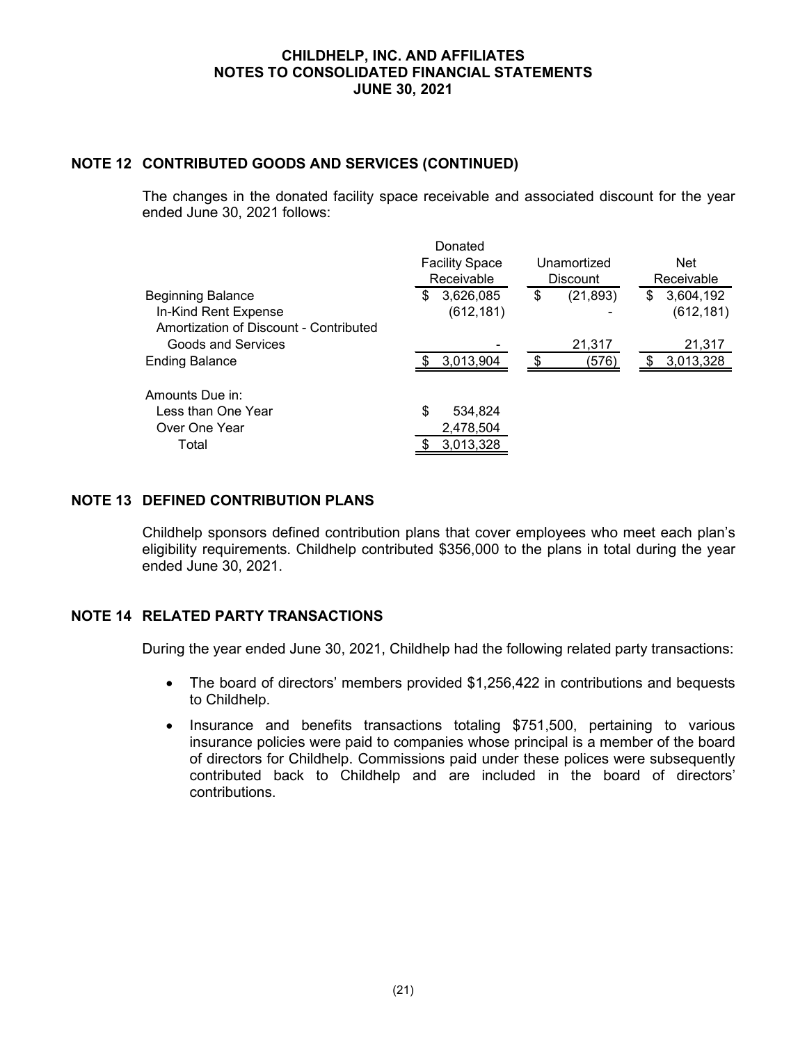## NOTE 12 CONTRIBUTED GOODS AND SERVICES (CONTINUED)

The changes in the donated facility space receivable and associated discount for the year ended June 30, 2021 follows:

| | Donated Facility Space Receivable | Unamortized Discount | Net Receivable |
|---|---|---|---|
| Beginning Balance | $ 3,626,085 | $ (21,893) | $ 3,604,192 |
| In-Kind Rent Expense | (612,181) | - | (612,181) |
| Amortization of Discount - Contributed Goods and Services | - | 21,317 | 21,317 |
| Ending Balance | $ 3,013,904 | $ (576) | $ 3,013,328 |
| Amounts Due in: | | | |
| Less than One Year | $ 534,824 | | |
| Over One Year | 2,478,504 | | |
| Total | $ 3,013,328 | | |

## NOTE 13 DEFINED CONTRIBUTION PLANS

Childhelp sponsors defined contribution plans that cover employees who meet each plan's eligibility requirements. Childhelp contributed $356,000 to the plans in total during the year ended June 30, 2021.

## NOTE 14 RELATED PARTY TRANSACTIONS

During the year ended June 30, 2021, Childhelp had the following related party transactions:

- The board of directors' members provided $1,256,422 in contributions and bequests to Childhelp.
- Insurance and benefits transactions totaling $751,500, pertaining to various insurance policies were paid to companies whose principal is a member of the board of directors for Childhelp. Commissions paid under these polices were subsequently contributed back to Childhelp and are included in the board of directors' contributions.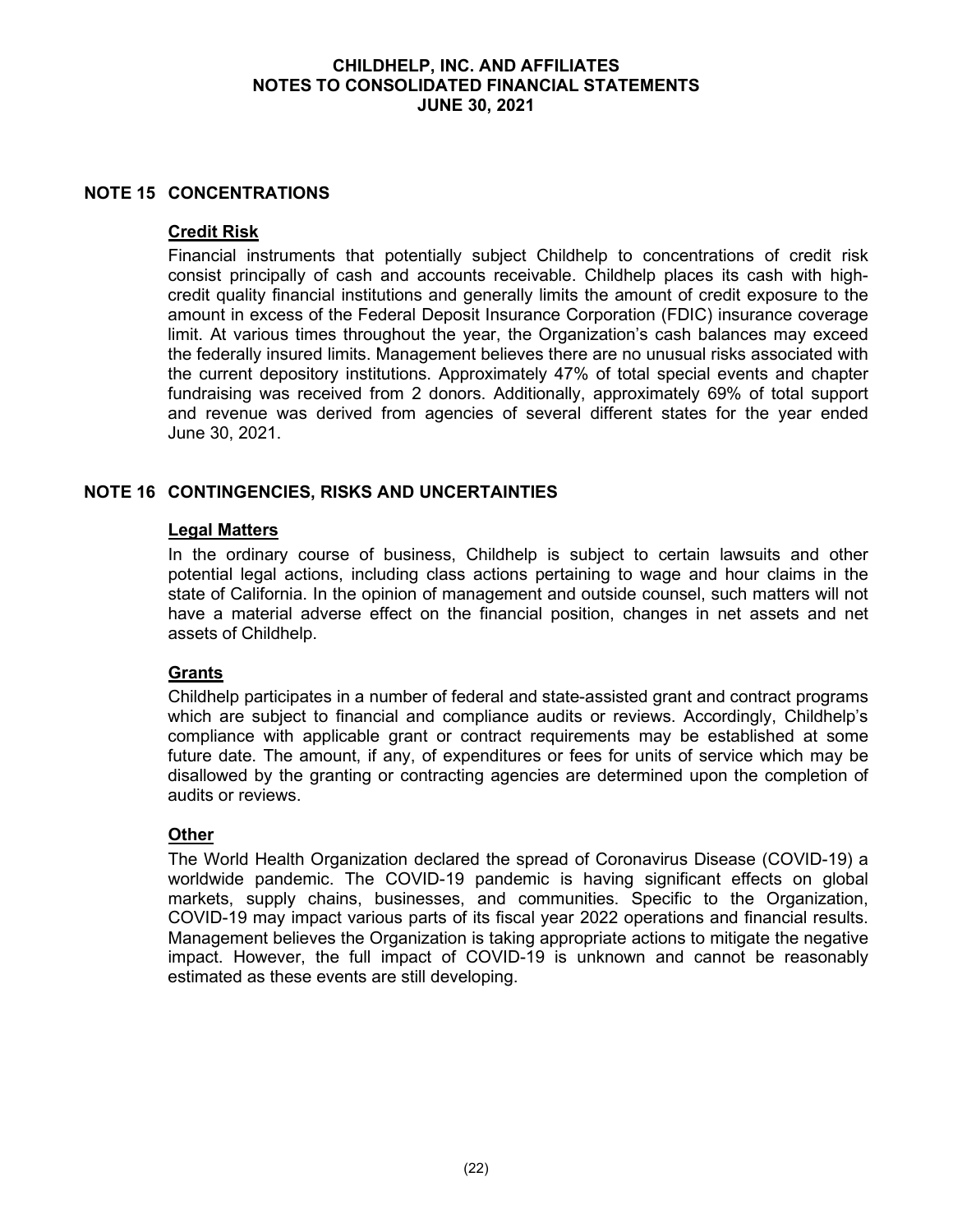## NOTE 15 CONCENTRATIONS

### Credit Risk

Financial instruments that potentially subject Childhelp to concentrations of credit risk consist principally of cash and accounts receivable. Childhelp places its cash with high-credit quality financial institutions and generally limits the amount of credit exposure to the amount in excess of the Federal Deposit Insurance Corporation (FDIC) insurance coverage limit. At various times throughout the year, the Organization's cash balances may exceed the federally insured limits. Management believes there are no unusual risks associated with the current depository institutions. Approximately 47% of total special events and chapter fundraising was received from 2 donors. Additionally, approximately 69% of total support and revenue was derived from agencies of several different states for the year ended June 30, 2021.

## NOTE 16 CONTINGENCIES, RISKS AND UNCERTAINTIES

### Legal Matters

In the ordinary course of business, Childhelp is subject to certain lawsuits and other potential legal actions, including class actions pertaining to wage and hour claims in the state of California. In the opinion of management and outside counsel, such matters will not have a material adverse effect on the financial position, changes in net assets and net assets of Childhelp.

### Grants

Childhelp participates in a number of federal and state-assisted grant and contract programs which are subject to financial and compliance audits or reviews. Accordingly, Childhelp's compliance with applicable grant or contract requirements may be established at some future date. The amount, if any, of expenditures or fees for units of service which may be disallowed by the granting or contracting agencies are determined upon the completion of audits or reviews.

### Other

The World Health Organization declared the spread of Coronavirus Disease (COVID-19) a worldwide pandemic. The COVID-19 pandemic is having significant effects on global markets, supply chains, businesses, and communities. Specific to the Organization, COVID-19 may impact various parts of its fiscal year 2022 operations and financial results. Management believes the Organization is taking appropriate actions to mitigate the negative impact. However, the full impact of COVID-19 is unknown and cannot be reasonably estimated as these events are still developing.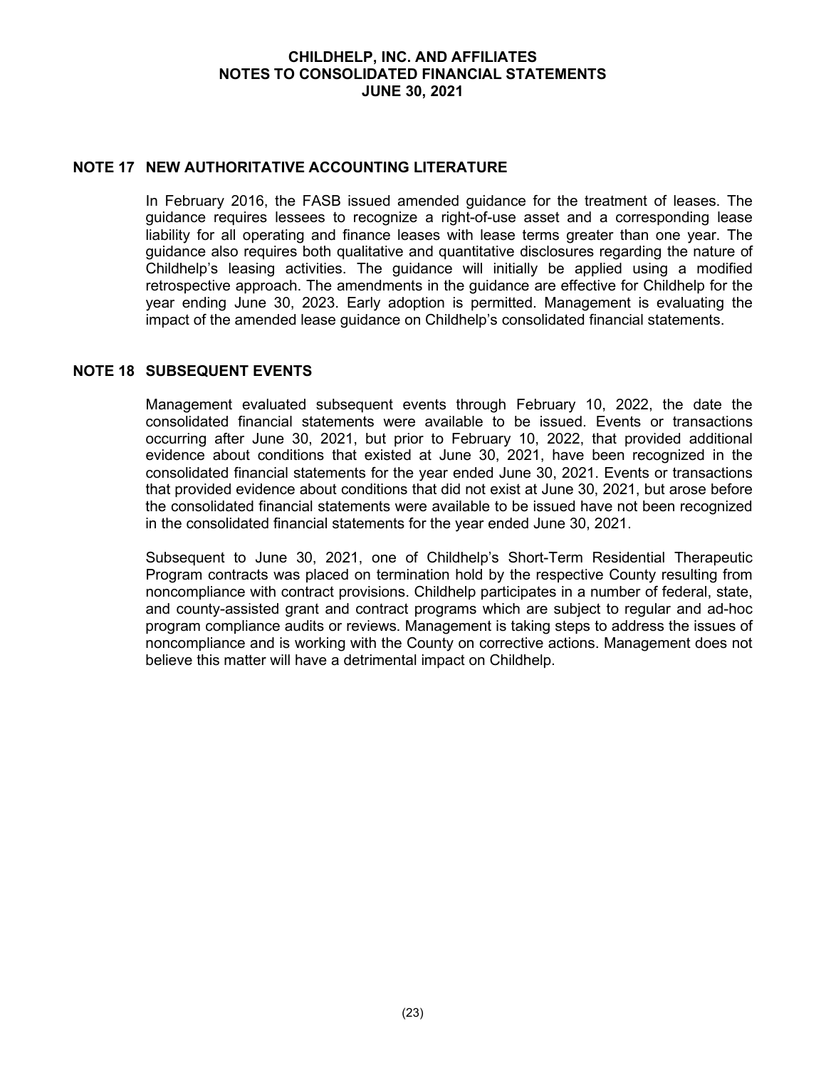## NOTE 17 NEW AUTHORITATIVE ACCOUNTING LITERATURE

In February 2016, the FASB issued amended guidance for the treatment of leases. The guidance requires lessees to recognize a right-of-use asset and a corresponding lease liability for all operating and finance leases with lease terms greater than one year. The guidance also requires both qualitative and quantitative disclosures regarding the nature of Childhelp's leasing activities. The guidance will initially be applied using a modified retrospective approach. The amendments in the guidance are effective for Childhelp for the year ending June 30, 2023. Early adoption is permitted. Management is evaluating the impact of the amended lease guidance on Childhelp's consolidated financial statements.

## NOTE 18 SUBSEQUENT EVENTS

Management evaluated subsequent events through February 10, 2022, the date the consolidated financial statements were available to be issued. Events or transactions occurring after June 30, 2021, but prior to February 10, 2022, that provided additional evidence about conditions that existed at June 30, 2021, have been recognized in the consolidated financial statements for the year ended June 30, 2021. Events or transactions that provided evidence about conditions that did not exist at June 30, 2021, but arose before the consolidated financial statements were available to be issued have not been recognized in the consolidated financial statements for the year ended June 30, 2021.

Subsequent to June 30, 2021, one of Childhelp's Short-Term Residential Therapeutic Program contracts was placed on termination hold by the respective County resulting from noncompliance with contract provisions. Childhelp participates in a number of federal, state, and county-assisted grant and contract programs which are subject to regular and ad-hoc program compliance audits or reviews. Management is taking steps to address the issues of noncompliance and is working with the County on corrective actions. Management does not believe this matter will have a detrimental impact on Childhelp.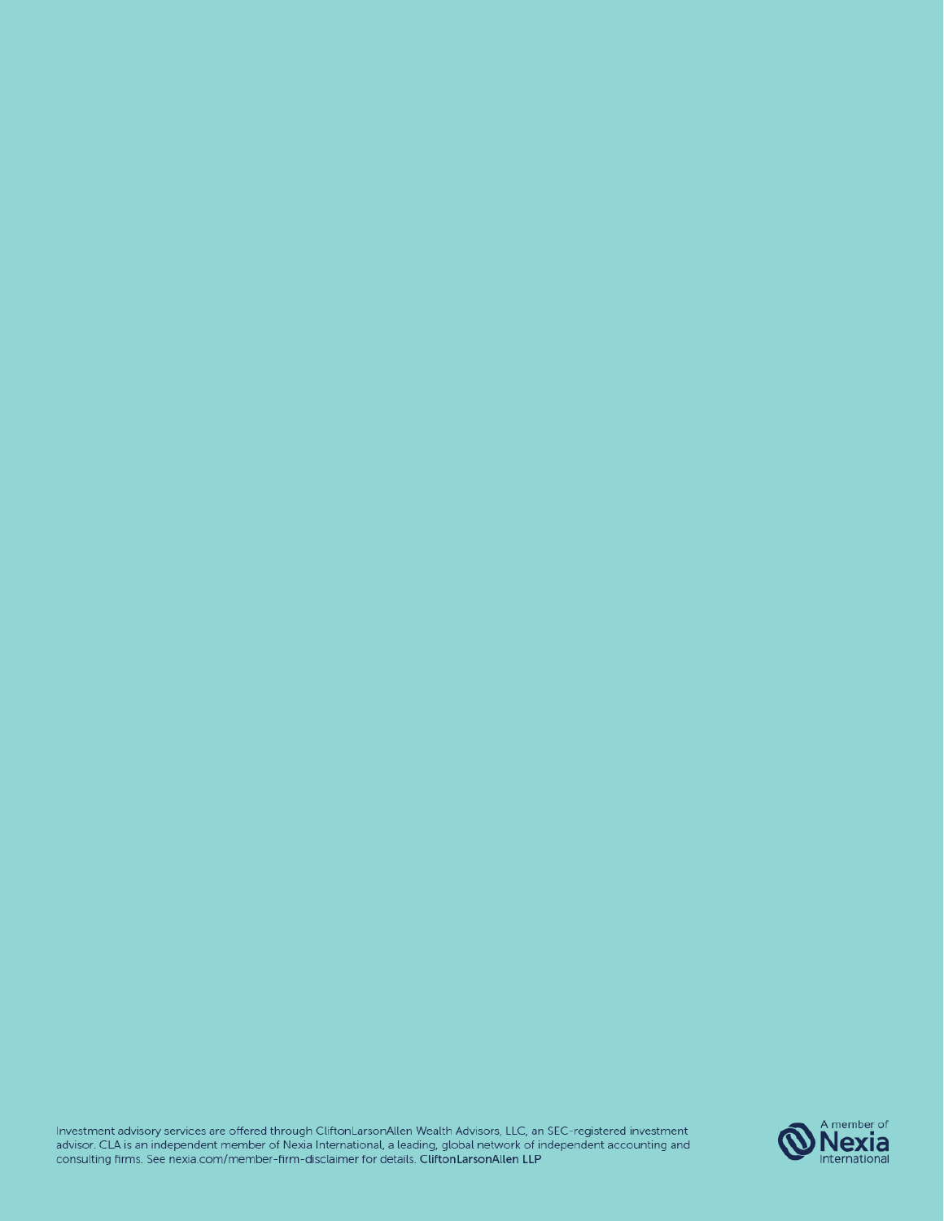Investment advisory services are offered through CliftonLarsonAllen Wealth Advisors, LLC, an SEC-registered investment advisor. CLA is an independent member of Nexia International, a leading, global network of independent accounting and consulting firms. See nexia.com/member-firm-disclaimer for details. **CliftonLarsonAllen LLP**

A member of Nexia International